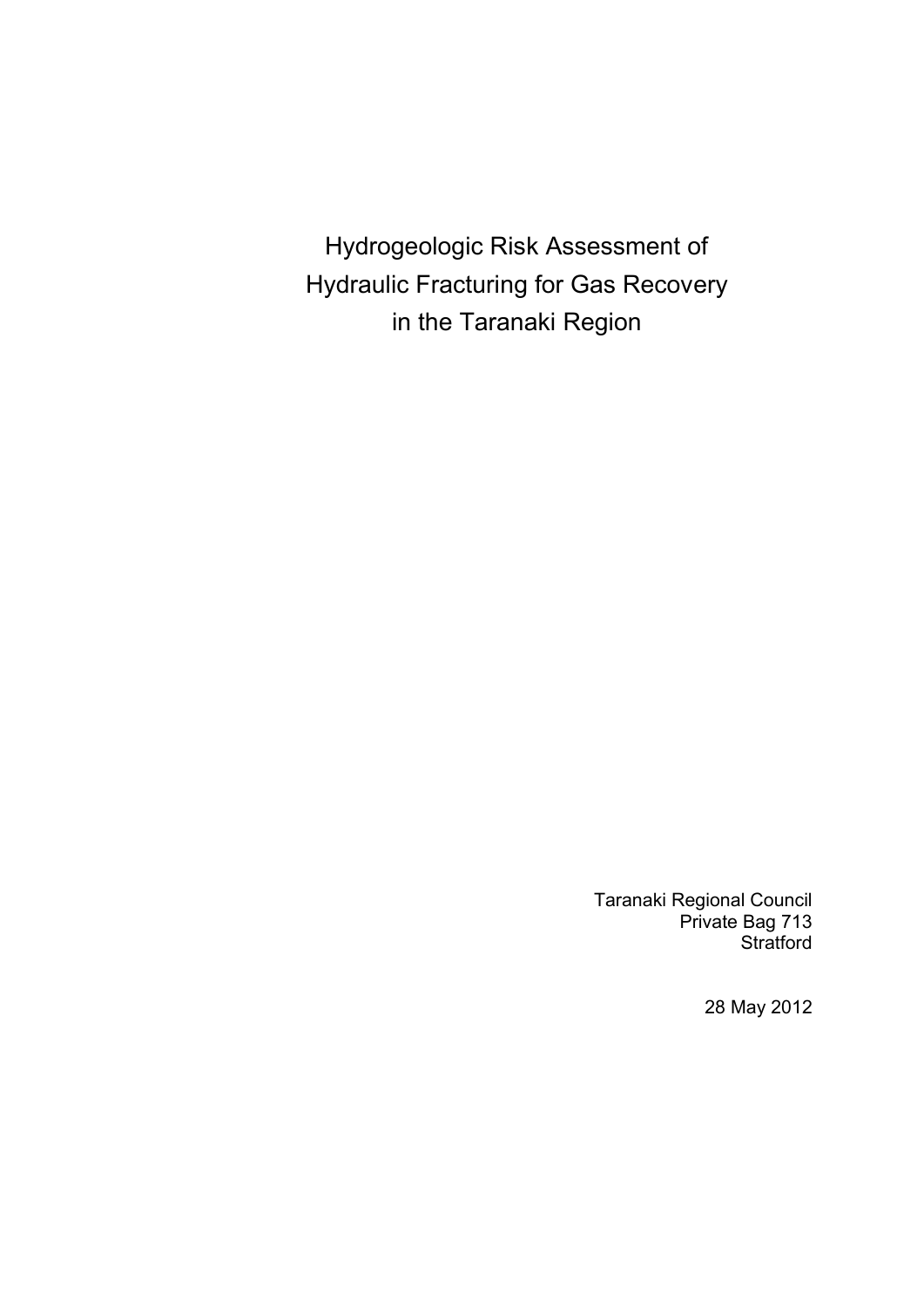# Hydrogeologic Risk Assessment of Hydraulic Fracturing for Gas Recovery in the Taranaki Region

Taranaki Regional Council
Private Bag 713
Stratford

28 May 2012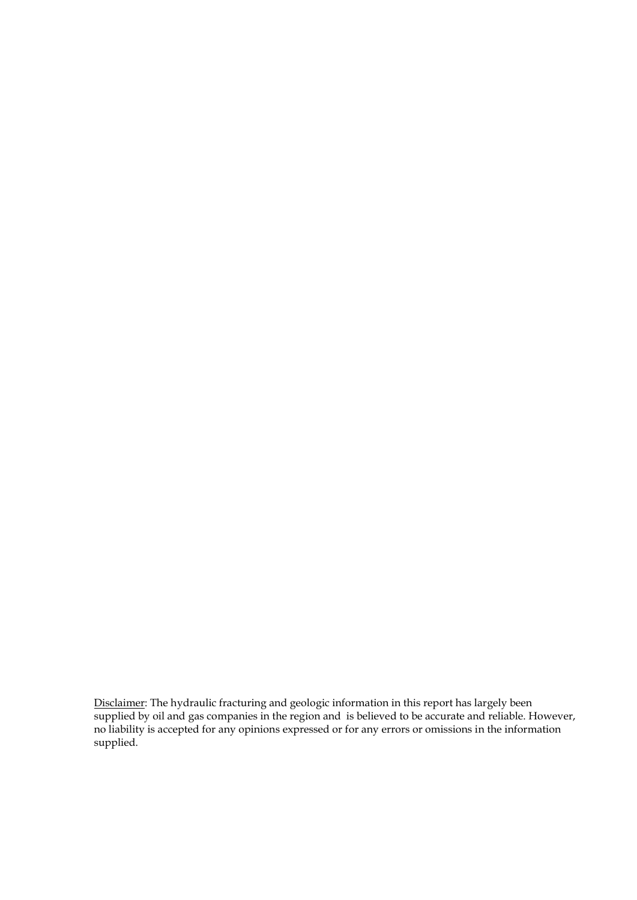Disclaimer: The hydraulic fracturing and geologic information in this report has largely been supplied by oil and gas companies in the region and is believed to be accurate and reliable. However, no liability is accepted for any opinions expressed or for any errors or omissions in the information supplied.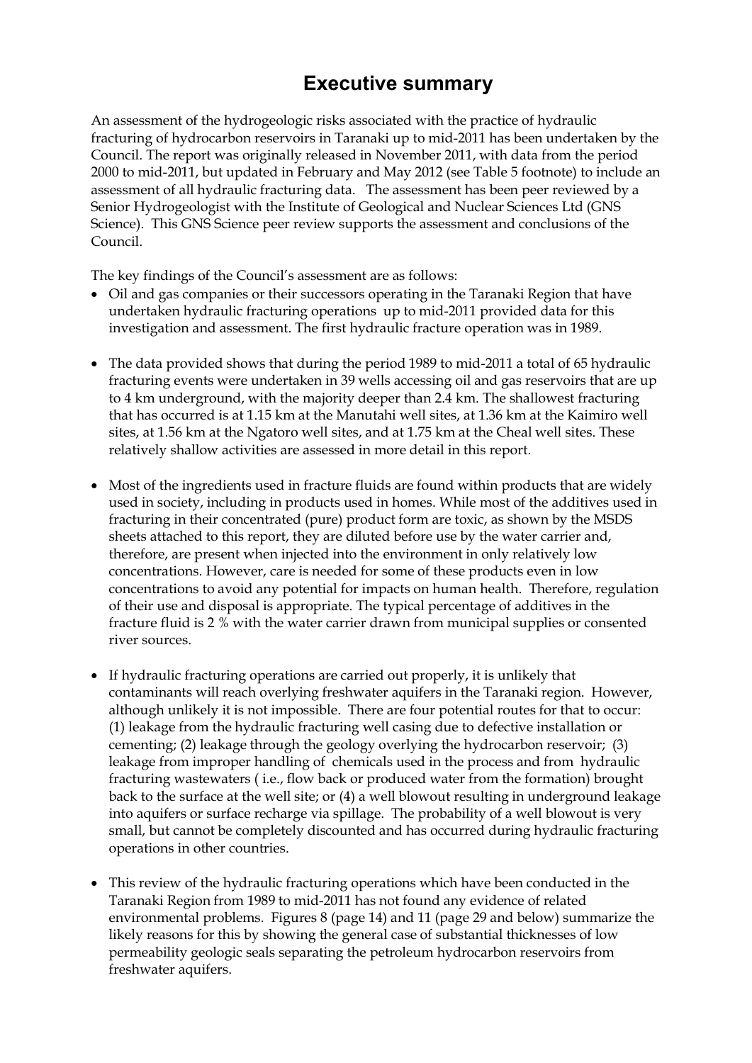# Executive summary

An assessment of the hydrogeologic risks associated with the practice of hydraulic fracturing of hydrocarbon reservoirs in Taranaki up to mid-2011 has been undertaken by the Council. The report was originally released in November 2011, with data from the period 2000 to mid-2011, but updated in February and May 2012 (see Table 5 footnote) to include an assessment of all hydraulic fracturing data. The assessment has been peer reviewed by a Senior Hydrogeologist with the Institute of Geological and Nuclear Sciences Ltd (GNS Science). This GNS Science peer review supports the assessment and conclusions of the Council.

The key findings of the Council's assessment are as follows:

- Oil and gas companies or their successors operating in the Taranaki Region that have undertaken hydraulic fracturing operations up to mid-2011 provided data for this investigation and assessment. The first hydraulic fracture operation was in 1989.
- The data provided shows that during the period 1989 to mid-2011 a total of 65 hydraulic fracturing events were undertaken in 39 wells accessing oil and gas reservoirs that are up to 4 km underground, with the majority deeper than 2.4 km. The shallowest fracturing that has occurred is at 1.15 km at the Manutahi well sites, at 1.36 km at the Kaimiro well sites, at 1.56 km at the Ngatoro well sites, and at 1.75 km at the Cheal well sites. These relatively shallow activities are assessed in more detail in this report.
- Most of the ingredients used in fracture fluids are found within products that are widely used in society, including in products used in homes. While most of the additives used in fracturing in their concentrated (pure) product form are toxic, as shown by the MSDS sheets attached to this report, they are diluted before use by the water carrier and, therefore, are present when injected into the environment in only relatively low concentrations. However, care is needed for some of these products even in low concentrations to avoid any potential for impacts on human health. Therefore, regulation of their use and disposal is appropriate. The typical percentage of additives in the fracture fluid is 2 % with the water carrier drawn from municipal supplies or consented river sources.
- If hydraulic fracturing operations are carried out properly, it is unlikely that contaminants will reach overlying freshwater aquifers in the Taranaki region. However, although unlikely it is not impossible. There are four potential routes for that to occur: (1) leakage from the hydraulic fracturing well casing due to defective installation or cementing; (2) leakage through the geology overlying the hydrocarbon reservoir; (3) leakage from improper handling of chemicals used in the process and from hydraulic fracturing wastewaters ( i.e., flow back or produced water from the formation) brought back to the surface at the well site; or (4) a well blowout resulting in underground leakage into aquifers or surface recharge via spillage. The probability of a well blowout is very small, but cannot be completely discounted and has occurred during hydraulic fracturing operations in other countries.
- This review of the hydraulic fracturing operations which have been conducted in the Taranaki Region from 1989 to mid-2011 has not found any evidence of related environmental problems. Figures 8 (page 14) and 11 (page 29 and below) summarize the likely reasons for this by showing the general case of substantial thicknesses of low permeability geologic seals separating the petroleum hydrocarbon reservoirs from freshwater aquifers.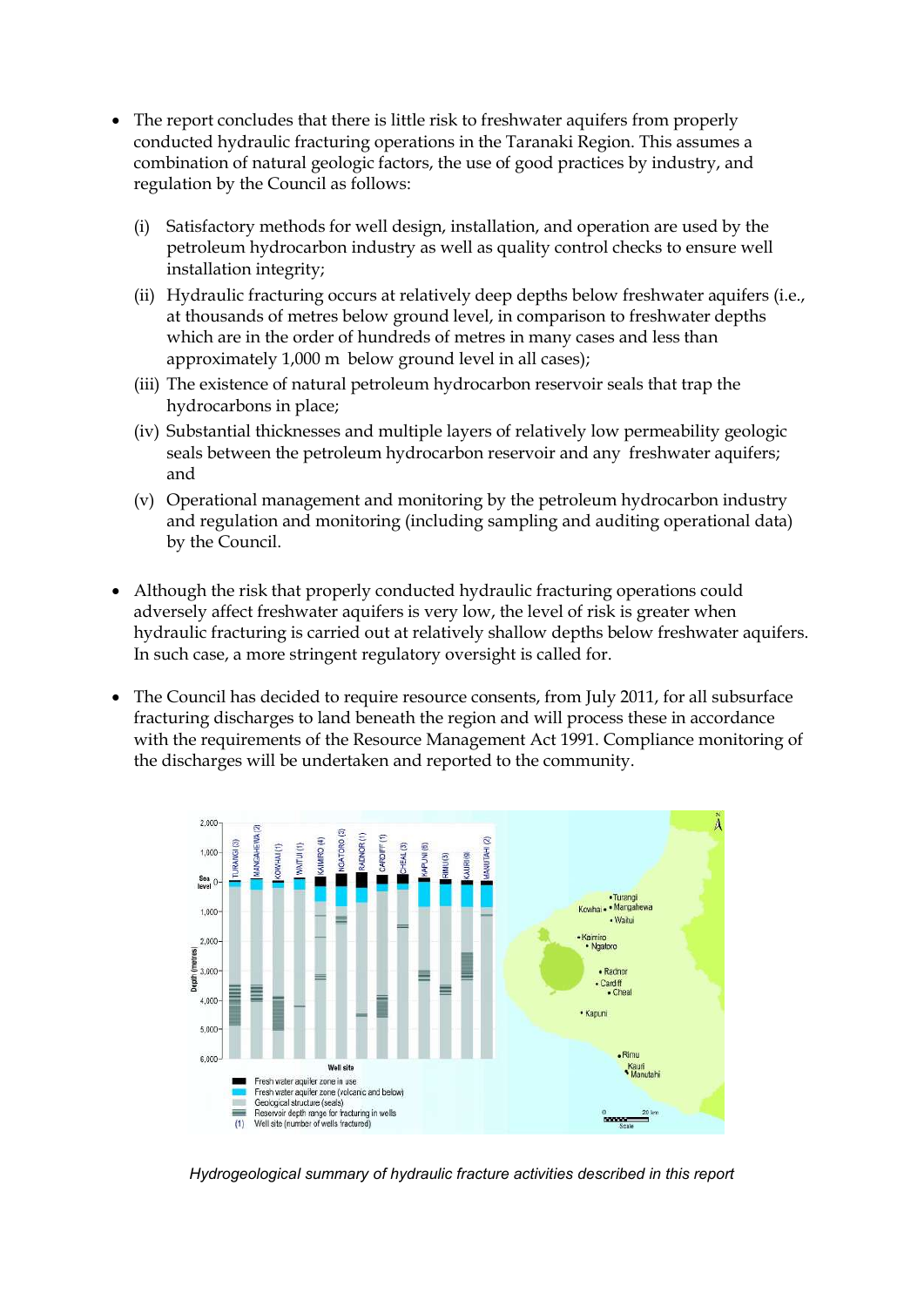- The report concludes that there is little risk to freshwater aquifers from properly conducted hydraulic fracturing operations in the Taranaki Region. This assumes a combination of natural geologic factors, the use of good practices by industry, and regulation by the Council as follows:

  (i) Satisfactory methods for well design, installation, and operation are used by the petroleum hydrocarbon industry as well as quality control checks to ensure well installation integrity;

  (ii) Hydraulic fracturing occurs at relatively deep depths below freshwater aquifers (i.e., at thousands of metres below ground level, in comparison to freshwater depths which are in the order of hundreds of metres in many cases and less than approximately 1,000 m below ground level in all cases);

  (iii) The existence of natural petroleum hydrocarbon reservoir seals that trap the hydrocarbons in place;

  (iv) Substantial thicknesses and multiple layers of relatively low permeability geologic seals between the petroleum hydrocarbon reservoir and any freshwater aquifers; and

  (v) Operational management and monitoring by the petroleum hydrocarbon industry and regulation and monitoring (including sampling and auditing operational data) by the Council.

- Although the risk that properly conducted hydraulic fracturing operations could adversely affect freshwater aquifers is very low, the level of risk is greater when hydraulic fracturing is carried out at relatively shallow depths below freshwater aquifers. In such case, a more stringent regulatory oversight is called for.

- The Council has decided to require resource consents, from July 2011, for all subsurface fracturing discharges to land beneath the region and will process these in accordance with the requirements of the Resource Management Act 1991. Compliance monitoring of the discharges will be undertaken and reported to the community.

*Hydrogeological summary of hydraulic fracture activities described in this report*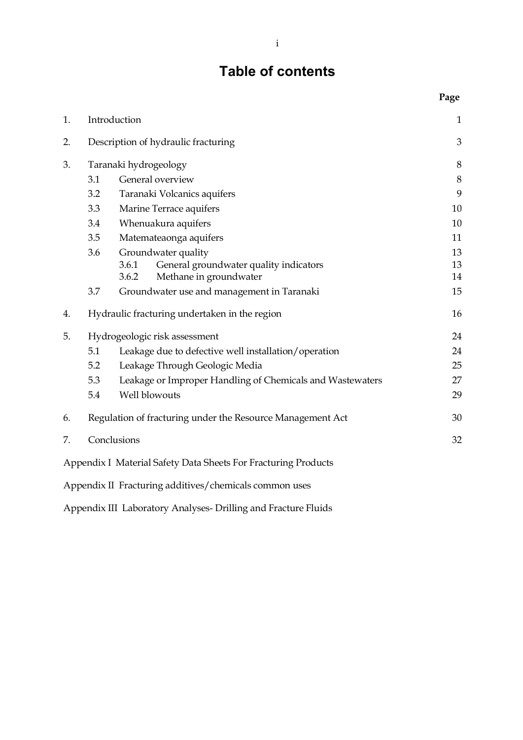# Table of contents

| | | Page |
|---|---|---|
| 1. | Introduction | 1 |
| 2. | Description of hydraulic fracturing | 3 |
| 3. | Taranaki hydrogeology | 8 |
| | 3.1 General overview | 8 |
| | 3.2 Taranaki Volcanics aquifers | 9 |
| | 3.3 Marine Terrace aquifers | 10 |
| | 3.4 Whenuakura aquifers | 10 |
| | 3.5 Matemateaonga aquifers | 11 |
| | 3.6 Groundwater quality | 13 |
| | 3.6.1 General groundwater quality indicators | 13 |
| | 3.6.2 Methane in groundwater | 14 |
| | 3.7 Groundwater use and management in Taranaki | 15 |
| 4. | Hydraulic fracturing undertaken in the region | 16 |
| 5. | Hydrogeologic risk assessment | 24 |
| | 5.1 Leakage due to defective well installation/operation | 24 |
| | 5.2 Leakage Through Geologic Media | 25 |
| | 5.3 Leakage or Improper Handling of Chemicals and Wastewaters | 27 |
| | 5.4 Well blowouts | 29 |
| 6. | Regulation of fracturing under the Resource Management Act | 30 |
| 7. | Conclusions | 32 |

Appendix I Material Safety Data Sheets For Fracturing Products

Appendix II Fracturing additives/chemicals common uses

Appendix III Laboratory Analyses- Drilling and Fracture Fluids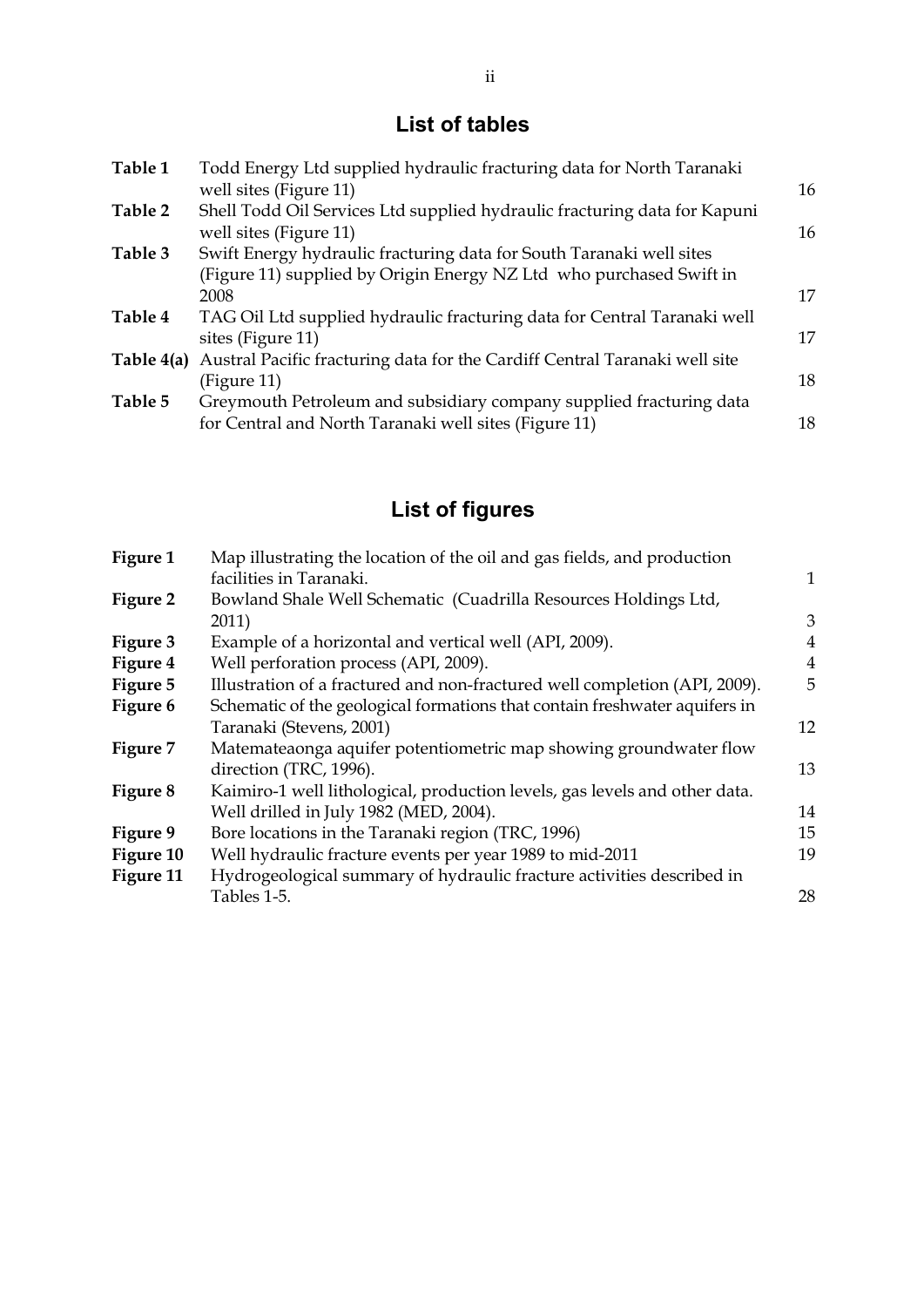## List of tables

| | | |
|---|---|---|
| **Table 1** | Todd Energy Ltd supplied hydraulic fracturing data for North Taranaki well sites (Figure 11) | 16 |
| **Table 2** | Shell Todd Oil Services Ltd supplied hydraulic fracturing data for Kapuni well sites (Figure 11) | 16 |
| **Table 3** | Swift Energy hydraulic fracturing data for South Taranaki well sites (Figure 11) supplied by Origin Energy NZ Ltd who purchased Swift in 2008 | 17 |
| **Table 4** | TAG Oil Ltd supplied hydraulic fracturing data for Central Taranaki well sites (Figure 11) | 17 |
| **Table 4(a)** | Austral Pacific fracturing data for the Cardiff Central Taranaki well site (Figure 11) | 18 |
| **Table 5** | Greymouth Petroleum and subsidiary company supplied fracturing data for Central and North Taranaki well sites (Figure 11) | 18 |

## List of figures

| | | |
|---|---|---|
| **Figure 1** | Map illustrating the location of the oil and gas fields, and production facilities in Taranaki. | 1 |
| **Figure 2** | Bowland Shale Well Schematic (Cuadrilla Resources Holdings Ltd, 2011) | 3 |
| **Figure 3** | Example of a horizontal and vertical well (API, 2009). | 4 |
| **Figure 4** | Well perforation process (API, 2009). | 4 |
| **Figure 5** | Illustration of a fractured and non-fractured well completion (API, 2009). | 5 |
| **Figure 6** | Schematic of the geological formations that contain freshwater aquifers in Taranaki (Stevens, 2001) | 12 |
| **Figure 7** | Matemateaonga aquifer potentiometric map showing groundwater flow direction (TRC, 1996). | 13 |
| **Figure 8** | Kaimiro-1 well lithological, production levels, gas levels and other data. Well drilled in July 1982 (MED, 2004). | 14 |
| **Figure 9** | Bore locations in the Taranaki region (TRC, 1996) | 15 |
| **Figure 10** | Well hydraulic fracture events per year 1989 to mid-2011 | 19 |
| **Figure 11** | Hydrogeological summary of hydraulic fracture activities described in Tables 1-5. | 28 |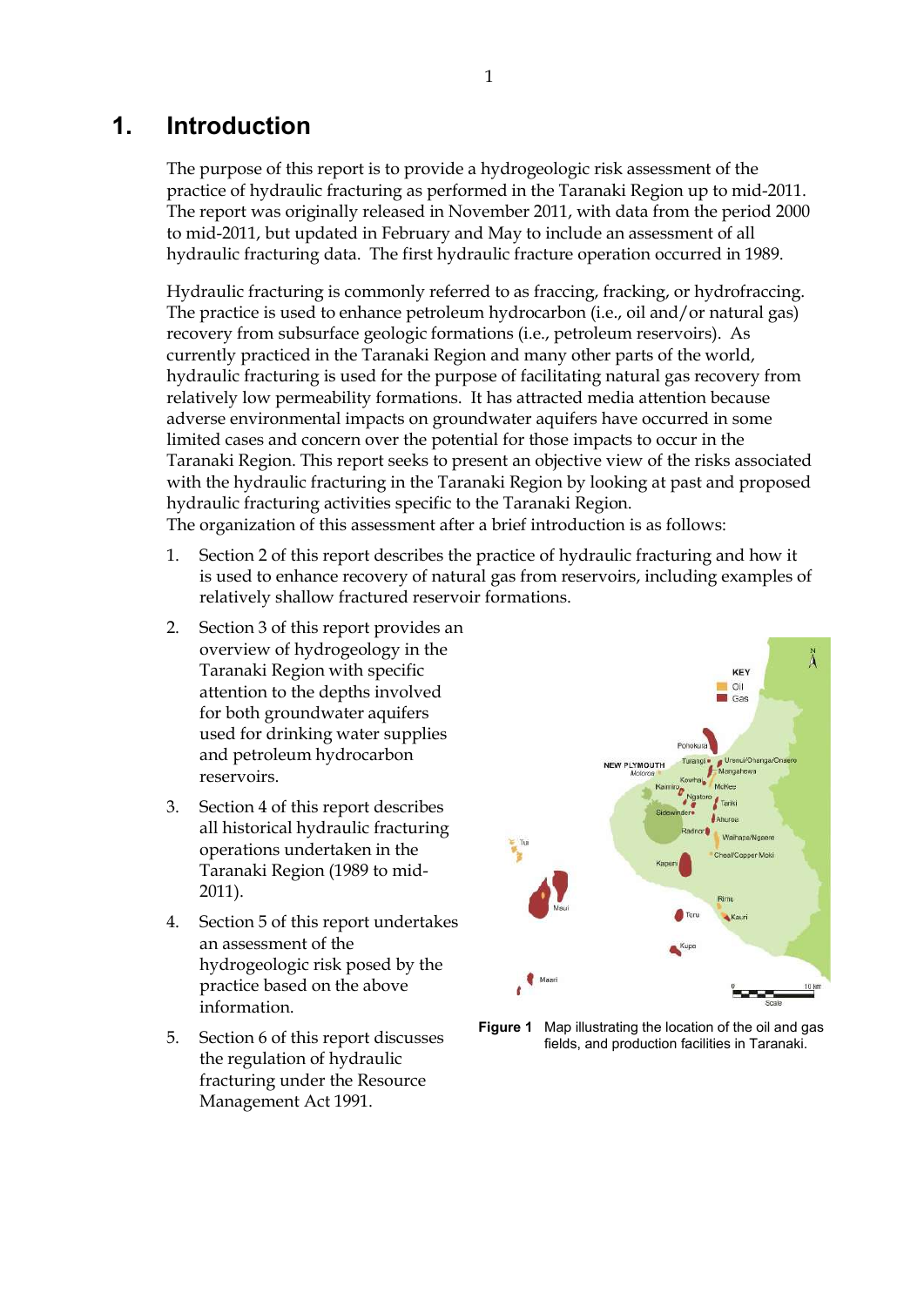# 1. Introduction

The purpose of this report is to provide a hydrogeologic risk assessment of the practice of hydraulic fracturing as performed in the Taranaki Region up to mid-2011. The report was originally released in November 2011, with data from the period 2000 to mid-2011, but updated in February and May to include an assessment of all hydraulic fracturing data. The first hydraulic fracture operation occurred in 1989.

Hydraulic fracturing is commonly referred to as fraccing, fracking, or hydrofraccing. The practice is used to enhance petroleum hydrocarbon (i.e., oil and/or natural gas) recovery from subsurface geologic formations (i.e., petroleum reservoirs). As currently practiced in the Taranaki Region and many other parts of the world, hydraulic fracturing is used for the purpose of facilitating natural gas recovery from relatively low permeability formations. It has attracted media attention because adverse environmental impacts on groundwater aquifers have occurred in some limited cases and concern over the potential for those impacts to occur in the Taranaki Region. This report seeks to present an objective view of the risks associated with the hydraulic fracturing in the Taranaki Region by looking at past and proposed hydraulic fracturing activities specific to the Taranaki Region.
The organization of this assessment after a brief introduction is as follows:

1. Section 2 of this report describes the practice of hydraulic fracturing and how it is used to enhance recovery of natural gas from reservoirs, including examples of relatively shallow fractured reservoir formations.
2. Section 3 of this report provides an overview of hydrogeology in the Taranaki Region with specific attention to the depths involved for both groundwater aquifers used for drinking water supplies and petroleum hydrocarbon reservoirs.
3. Section 4 of this report describes all historical hydraulic fracturing operations undertaken in the Taranaki Region (1989 to mid-2011).
4. Section 5 of this report undertakes an assessment of the hydrogeologic risk posed by the practice based on the above information.
5. Section 6 of this report discusses the regulation of hydraulic fracturing under the Resource Management Act 1991.

**Figure 1** Map illustrating the location of the oil and gas fields, and production facilities in Taranaki.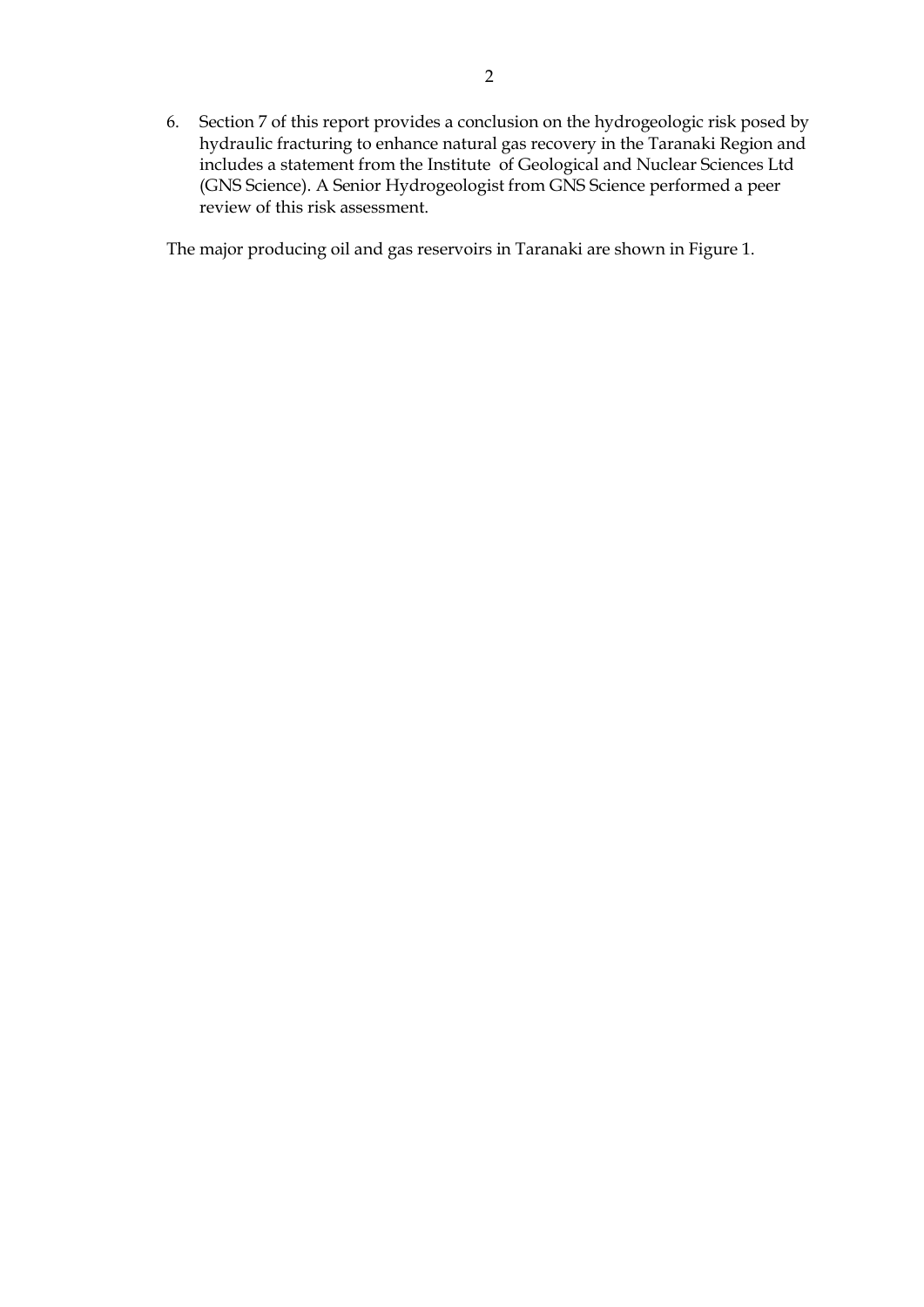6. Section 7 of this report provides a conclusion on the hydrogeologic risk posed by hydraulic fracturing to enhance natural gas recovery in the Taranaki Region and includes a statement from the Institute of Geological and Nuclear Sciences Ltd (GNS Science). A Senior Hydrogeologist from GNS Science performed a peer review of this risk assessment.

The major producing oil and gas reservoirs in Taranaki are shown in Figure 1.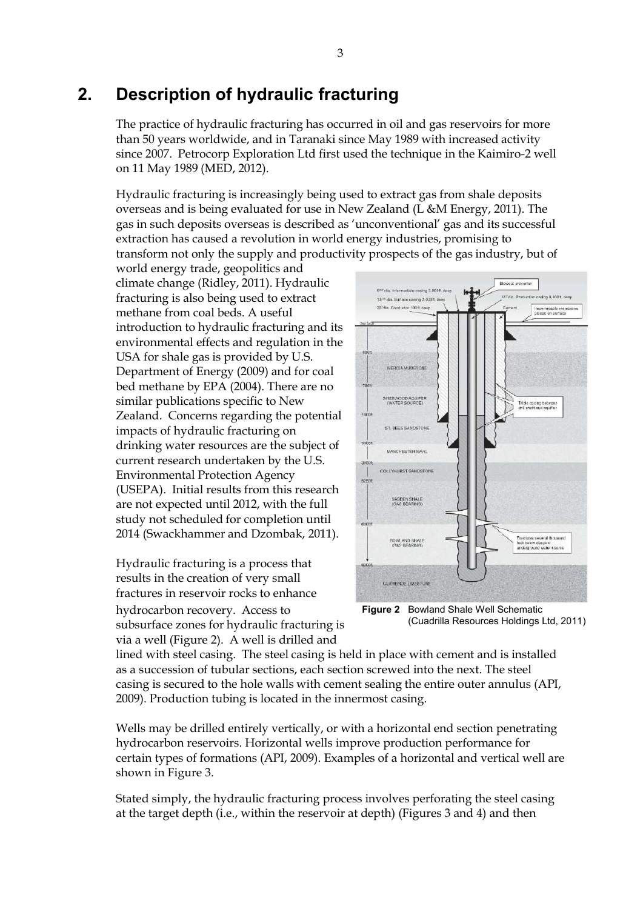## 2. Description of hydraulic fracturing

The practice of hydraulic fracturing has occurred in oil and gas reservoirs for more than 50 years worldwide, and in Taranaki since May 1989 with increased activity since 2007. Petrocorp Exploration Ltd first used the technique in the Kaimiro-2 well on 11 May 1989 (MED, 2012).

Hydraulic fracturing is increasingly being used to extract gas from shale deposits overseas and is being evaluated for use in New Zealand (L &M Energy, 2011). The gas in such deposits overseas is described as 'unconventional' gas and its successful extraction has caused a revolution in world energy industries, promising to transform not only the supply and productivity prospects of the gas industry, but of world energy trade, geopolitics and climate change (Ridley, 2011). Hydraulic fracturing is also being used to extract methane from coal beds. A useful introduction to hydraulic fracturing and its environmental effects and regulation in the USA for shale gas is provided by U.S. Department of Energy (2009) and for coal bed methane by EPA (2004). There are no similar publications specific to New Zealand. Concerns regarding the potential impacts of hydraulic fracturing on drinking water resources are the subject of current research undertaken by the U.S. Environmental Protection Agency (USEPA). Initial results from this research are not expected until 2012, with the full study not scheduled for completion until 2014 (Swackhammer and Dzombak, 2011).

**Figure 2** Bowland Shale Well Schematic (Cuadrilla Resources Holdings Ltd, 2011)

Hydraulic fracturing is a process that results in the creation of very small fractures in reservoir rocks to enhance hydrocarbon recovery. Access to subsurface zones for hydraulic fracturing is via a well (Figure 2). A well is drilled and lined with steel casing. The steel casing is held in place with cement and is installed as a succession of tubular sections, each section screwed into the next. The steel casing is secured to the hole walls with cement sealing the entire outer annulus (API, 2009). Production tubing is located in the innermost casing.

Wells may be drilled entirely vertically, or with a horizontal end section penetrating hydrocarbon reservoirs. Horizontal wells improve production performance for certain types of formations (API, 2009). Examples of a horizontal and vertical well are shown in Figure 3.

Stated simply, the hydraulic fracturing process involves perforating the steel casing at the target depth (i.e., within the reservoir at depth) (Figures 3 and 4) and then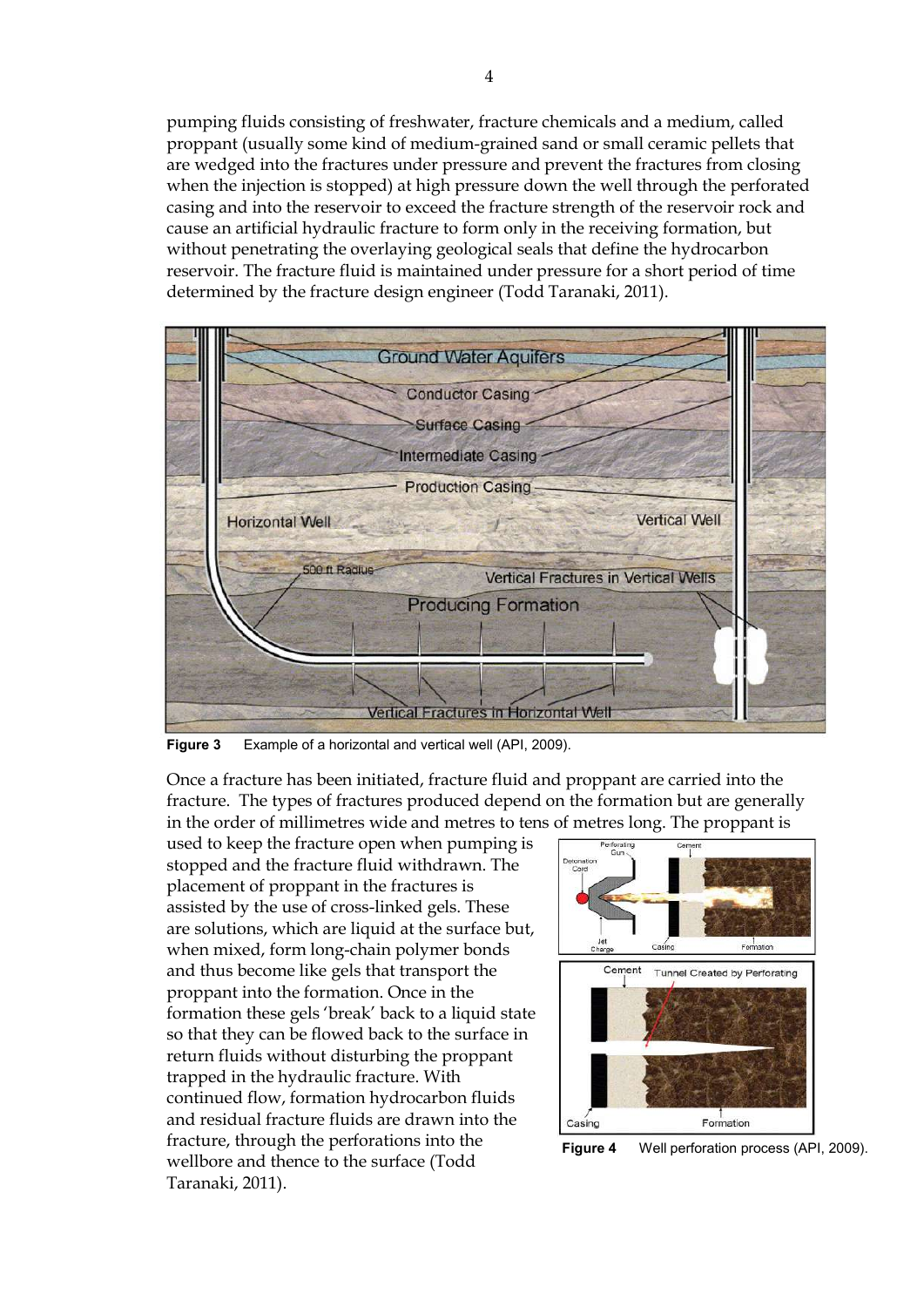pumping fluids consisting of freshwater, fracture chemicals and a medium, called proppant (usually some kind of medium-grained sand or small ceramic pellets that are wedged into the fractures under pressure and prevent the fractures from closing when the injection is stopped) at high pressure down the well through the perforated casing and into the reservoir to exceed the fracture strength of the reservoir rock and cause an artificial hydraulic fracture to form only in the receiving formation, but without penetrating the overlaying geological seals that define the hydrocarbon reservoir. The fracture fluid is maintained under pressure for a short period of time determined by the fracture design engineer (Todd Taranaki, 2011).

**Figure 3** Example of a horizontal and vertical well (API, 2009).

Once a fracture has been initiated, fracture fluid and proppant are carried into the fracture. The types of fractures produced depend on the formation but are generally in the order of millimetres wide and metres to tens of metres long. The proppant is used to keep the fracture open when pumping is stopped and the fracture fluid withdrawn. The placement of proppant in the fractures is assisted by the use of cross-linked gels. These are solutions, which are liquid at the surface but, when mixed, form long-chain polymer bonds and thus become like gels that transport the proppant into the formation. Once in the formation these gels 'break' back to a liquid state so that they can be flowed back to the surface in return fluids without disturbing the proppant trapped in the hydraulic fracture. With continued flow, formation hydrocarbon fluids and residual fracture fluids are drawn into the fracture, through the perforations into the wellbore and thence to the surface (Todd Taranaki, 2011).

**Figure 4** Well perforation process (API, 2009).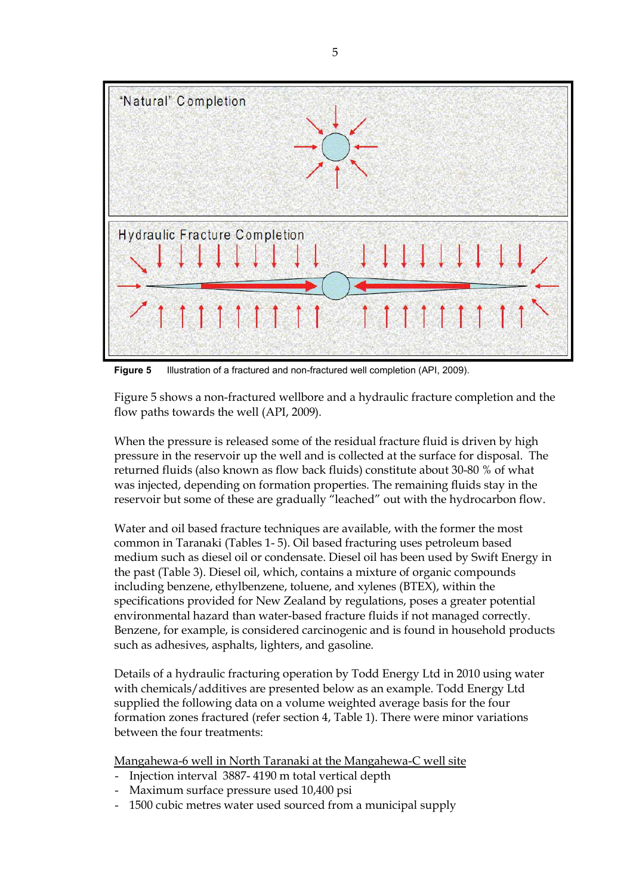**Figure 5** Illustration of a fractured and non-fractured well completion (API, 2009).

Figure 5 shows a non-fractured wellbore and a hydraulic fracture completion and the flow paths towards the well (API, 2009).

When the pressure is released some of the residual fracture fluid is driven by high pressure in the reservoir up the well and is collected at the surface for disposal. The returned fluids (also known as flow back fluids) constitute about 30-80 % of what was injected, depending on formation properties. The remaining fluids stay in the reservoir but some of these are gradually "leached" out with the hydrocarbon flow.

Water and oil based fracture techniques are available, with the former the most common in Taranaki (Tables 1- 5). Oil based fracturing uses petroleum based medium such as diesel oil or condensate. Diesel oil has been used by Swift Energy in the past (Table 3). Diesel oil, which, contains a mixture of organic compounds including benzene, ethylbenzene, toluene, and xylenes (BTEX), within the specifications provided for New Zealand by regulations, poses a greater potential environmental hazard than water-based fracture fluids if not managed correctly. Benzene, for example, is considered carcinogenic and is found in household products such as adhesives, asphalts, lighters, and gasoline.

Details of a hydraulic fracturing operation by Todd Energy Ltd in 2010 using water with chemicals/additives are presented below as an example. Todd Energy Ltd supplied the following data on a volume weighted average basis for the four formation zones fractured (refer section 4, Table 1). There were minor variations between the four treatments:

<u>Mangahewa-6 well in North Taranaki at the Mangahewa-C well site</u>

- Injection interval 3887- 4190 m total vertical depth
- Maximum surface pressure used 10,400 psi
- 1500 cubic metres water used sourced from a municipal supply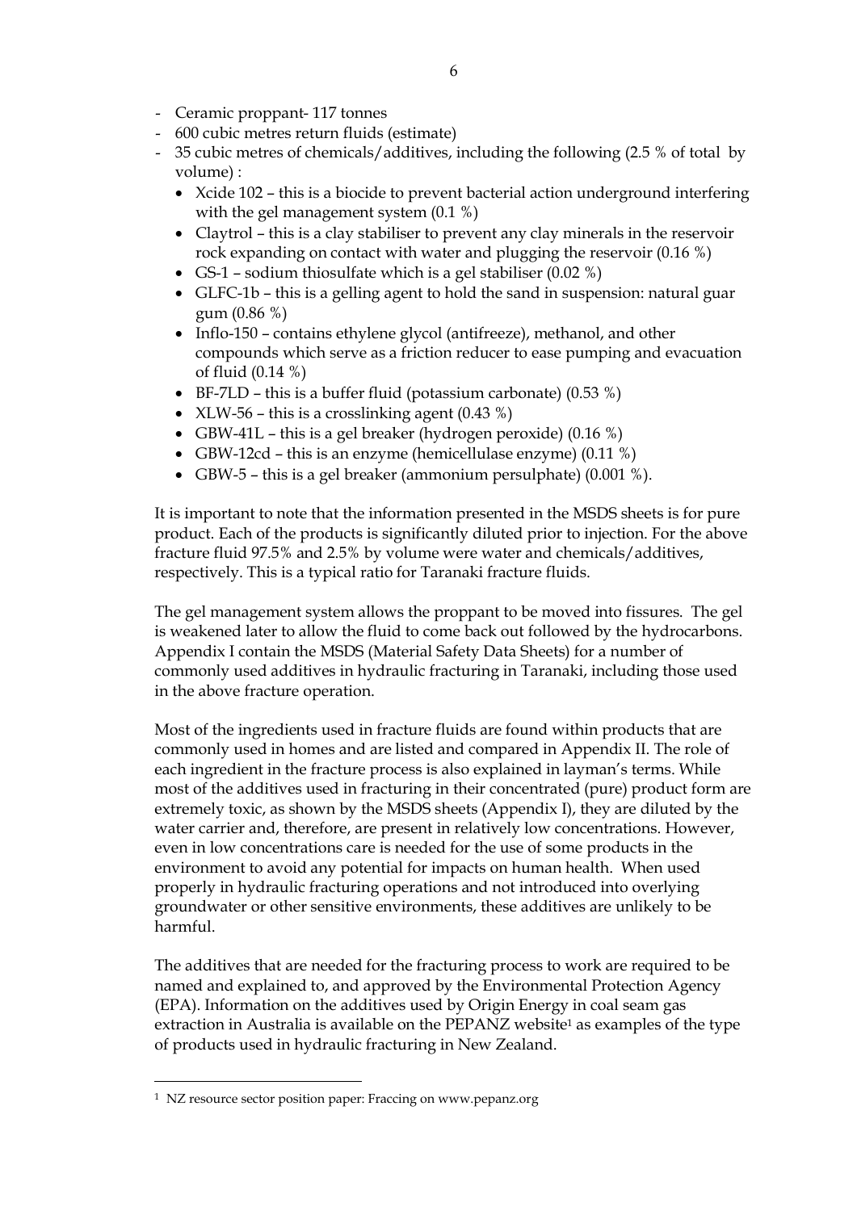- Ceramic proppant- 117 tonnes
- 600 cubic metres return fluids (estimate)
- 35 cubic metres of chemicals/additives, including the following (2.5 % of total by volume) :
  - Xcide 102 – this is a biocide to prevent bacterial action underground interfering with the gel management system (0.1 %)
  - Claytrol – this is a clay stabiliser to prevent any clay minerals in the reservoir rock expanding on contact with water and plugging the reservoir (0.16 %)
  - GS-1 – sodium thiosulfate which is a gel stabiliser (0.02 %)
  - GLFC-1b – this is a gelling agent to hold the sand in suspension: natural guar gum (0.86 %)
  - Inflo-150 – contains ethylene glycol (antifreeze), methanol, and other compounds which serve as a friction reducer to ease pumping and evacuation of fluid (0.14 %)
  - BF-7LD – this is a buffer fluid (potassium carbonate) (0.53 %)
  - XLW-56 – this is a crosslinking agent (0.43 %)
  - GBW-41L – this is a gel breaker (hydrogen peroxide) (0.16 %)
  - GBW-12cd – this is an enzyme (hemicellulase enzyme) (0.11 %)
  - GBW-5 – this is a gel breaker (ammonium persulphate) (0.001 %).

It is important to note that the information presented in the MSDS sheets is for pure product. Each of the products is significantly diluted prior to injection. For the above fracture fluid 97.5% and 2.5% by volume were water and chemicals/additives, respectively. This is a typical ratio for Taranaki fracture fluids.

The gel management system allows the proppant to be moved into fissures. The gel is weakened later to allow the fluid to come back out followed by the hydrocarbons. Appendix I contain the MSDS (Material Safety Data Sheets) for a number of commonly used additives in hydraulic fracturing in Taranaki, including those used in the above fracture operation.

Most of the ingredients used in fracture fluids are found within products that are commonly used in homes and are listed and compared in Appendix II. The role of each ingredient in the fracture process is also explained in layman's terms. While most of the additives used in fracturing in their concentrated (pure) product form are extremely toxic, as shown by the MSDS sheets (Appendix I), they are diluted by the water carrier and, therefore, are present in relatively low concentrations. However, even in low concentrations care is needed for the use of some products in the environment to avoid any potential for impacts on human health. When used properly in hydraulic fracturing operations and not introduced into overlying groundwater or other sensitive environments, these additives are unlikely to be harmful.

The additives that are needed for the fracturing process to work are required to be named and explained to, and approved by the Environmental Protection Agency (EPA). Information on the additives used by Origin Energy in coal seam gas extraction in Australia is available on the PEPANZ website[1] as examples of the type of products used in hydraulic fracturing in New Zealand.

---

[1] NZ resource sector position paper: Fraccing on www.pepanz.org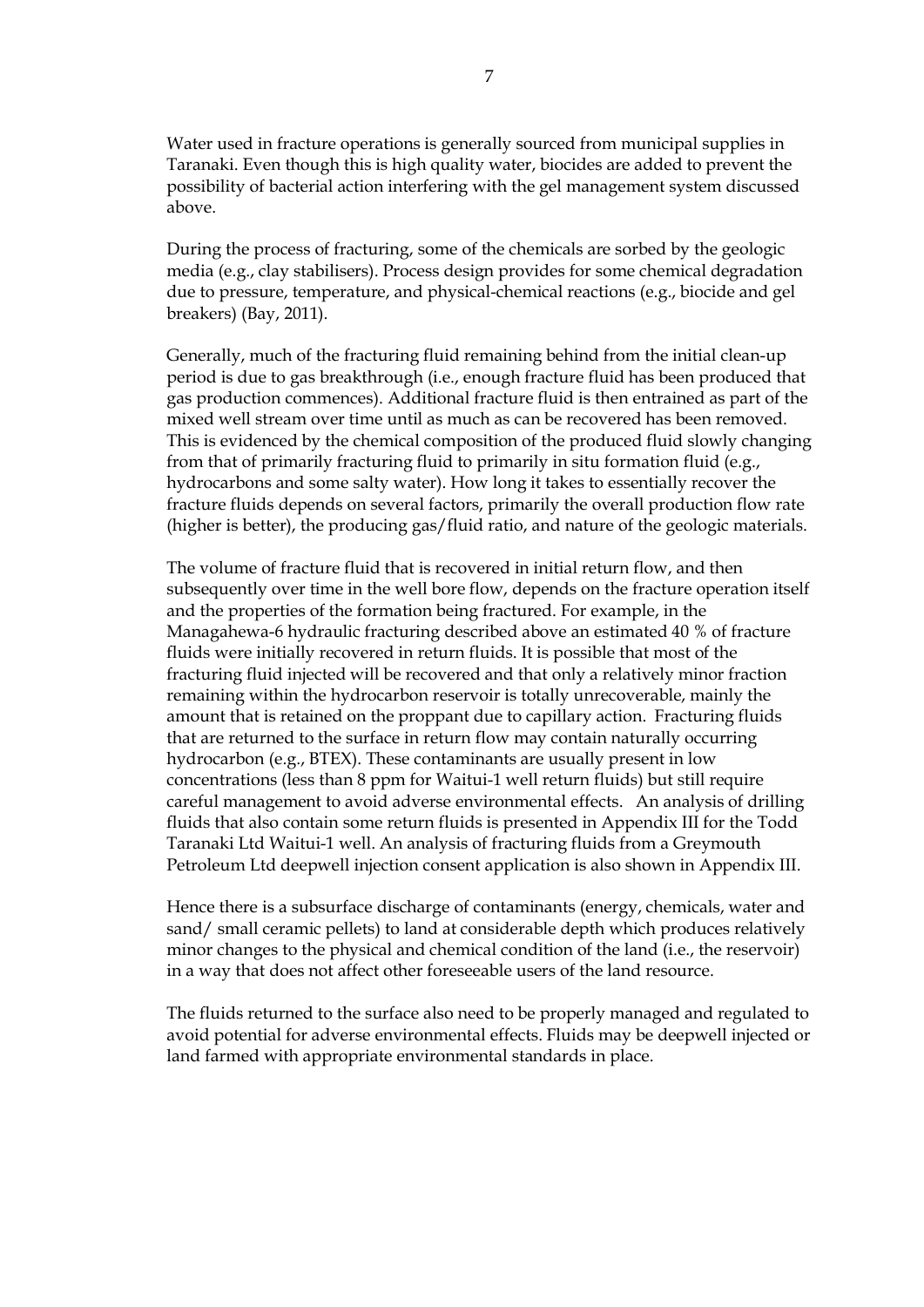Water used in fracture operations is generally sourced from municipal supplies in Taranaki. Even though this is high quality water, biocides are added to prevent the possibility of bacterial action interfering with the gel management system discussed above.

During the process of fracturing, some of the chemicals are sorbed by the geologic media (e.g., clay stabilisers). Process design provides for some chemical degradation due to pressure, temperature, and physical-chemical reactions (e.g., biocide and gel breakers) (Bay, 2011).

Generally, much of the fracturing fluid remaining behind from the initial clean-up period is due to gas breakthrough (i.e., enough fracture fluid has been produced that gas production commences). Additional fracture fluid is then entrained as part of the mixed well stream over time until as much as can be recovered has been removed. This is evidenced by the chemical composition of the produced fluid slowly changing from that of primarily fracturing fluid to primarily in situ formation fluid (e.g., hydrocarbons and some salty water). How long it takes to essentially recover the fracture fluids depends on several factors, primarily the overall production flow rate (higher is better), the producing gas/fluid ratio, and nature of the geologic materials.

The volume of fracture fluid that is recovered in initial return flow, and then subsequently over time in the well bore flow, depends on the fracture operation itself and the properties of the formation being fractured. For example, in the Managahewa-6 hydraulic fracturing described above an estimated 40 % of fracture fluids were initially recovered in return fluids. It is possible that most of the fracturing fluid injected will be recovered and that only a relatively minor fraction remaining within the hydrocarbon reservoir is totally unrecoverable, mainly the amount that is retained on the proppant due to capillary action. Fracturing fluids that are returned to the surface in return flow may contain naturally occurring hydrocarbon (e.g., BTEX). These contaminants are usually present in low concentrations (less than 8 ppm for Waitui-1 well return fluids) but still require careful management to avoid adverse environmental effects. An analysis of drilling fluids that also contain some return fluids is presented in Appendix III for the Todd Taranaki Ltd Waitui-1 well. An analysis of fracturing fluids from a Greymouth Petroleum Ltd deepwell injection consent application is also shown in Appendix III.

Hence there is a subsurface discharge of contaminants (energy, chemicals, water and sand/ small ceramic pellets) to land at considerable depth which produces relatively minor changes to the physical and chemical condition of the land (i.e., the reservoir) in a way that does not affect other foreseeable users of the land resource.

The fluids returned to the surface also need to be properly managed and regulated to avoid potential for adverse environmental effects. Fluids may be deepwell injected or land farmed with appropriate environmental standards in place.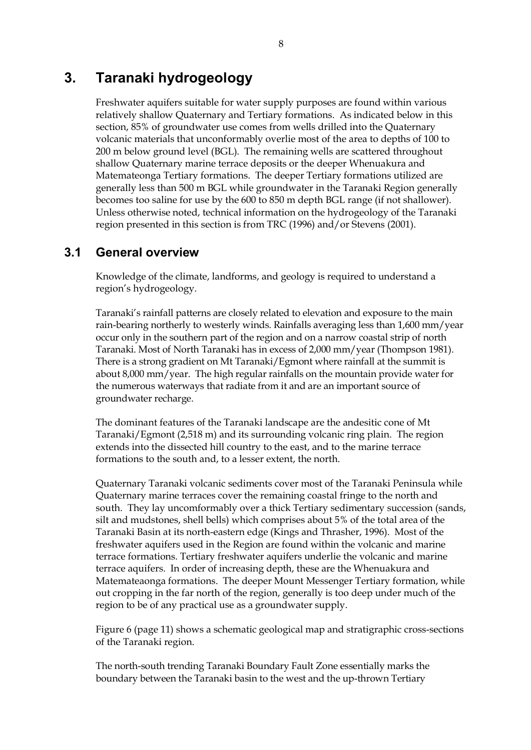# 3. Taranaki hydrogeology

Freshwater aquifers suitable for water supply purposes are found within various relatively shallow Quaternary and Tertiary formations. As indicated below in this section, 85% of groundwater use comes from wells drilled into the Quaternary volcanic materials that unconformably overlie most of the area to depths of 100 to 200 m below ground level (BGL). The remaining wells are scattered throughout shallow Quaternary marine terrace deposits or the deeper Whenuakura and Matemateonga Tertiary formations. The deeper Tertiary formations utilized are generally less than 500 m BGL while groundwater in the Taranaki Region generally becomes too saline for use by the 600 to 850 m depth BGL range (if not shallower). Unless otherwise noted, technical information on the hydrogeology of the Taranaki region presented in this section is from TRC (1996) and/or Stevens (2001).

## 3.1 General overview

Knowledge of the climate, landforms, and geology is required to understand a region's hydrogeology.

Taranaki's rainfall patterns are closely related to elevation and exposure to the main rain-bearing northerly to westerly winds. Rainfalls averaging less than 1,600 mm/year occur only in the southern part of the region and on a narrow coastal strip of north Taranaki. Most of North Taranaki has in excess of 2,000 mm/year (Thompson 1981). There is a strong gradient on Mt Taranaki/Egmont where rainfall at the summit is about 8,000 mm/year. The high regular rainfalls on the mountain provide water for the numerous waterways that radiate from it and are an important source of groundwater recharge.

The dominant features of the Taranaki landscape are the andesitic cone of Mt Taranaki/Egmont (2,518 m) and its surrounding volcanic ring plain. The region extends into the dissected hill country to the east, and to the marine terrace formations to the south and, to a lesser extent, the north.

Quaternary Taranaki volcanic sediments cover most of the Taranaki Peninsula while Quaternary marine terraces cover the remaining coastal fringe to the north and south. They lay uncomformably over a thick Tertiary sedimentary succession (sands, silt and mudstones, shell bells) which comprises about 5% of the total area of the Taranaki Basin at its north-eastern edge (Kings and Thrasher, 1996). Most of the freshwater aquifers used in the Region are found within the volcanic and marine terrace formations. Tertiary freshwater aquifers underlie the volcanic and marine terrace aquifers. In order of increasing depth, these are the Whenuakura and Matemateaonga formations. The deeper Mount Messenger Tertiary formation, while out cropping in the far north of the region, generally is too deep under much of the region to be of any practical use as a groundwater supply.

Figure 6 (page 11) shows a schematic geological map and stratigraphic cross-sections of the Taranaki region.

The north-south trending Taranaki Boundary Fault Zone essentially marks the boundary between the Taranaki basin to the west and the up-thrown Tertiary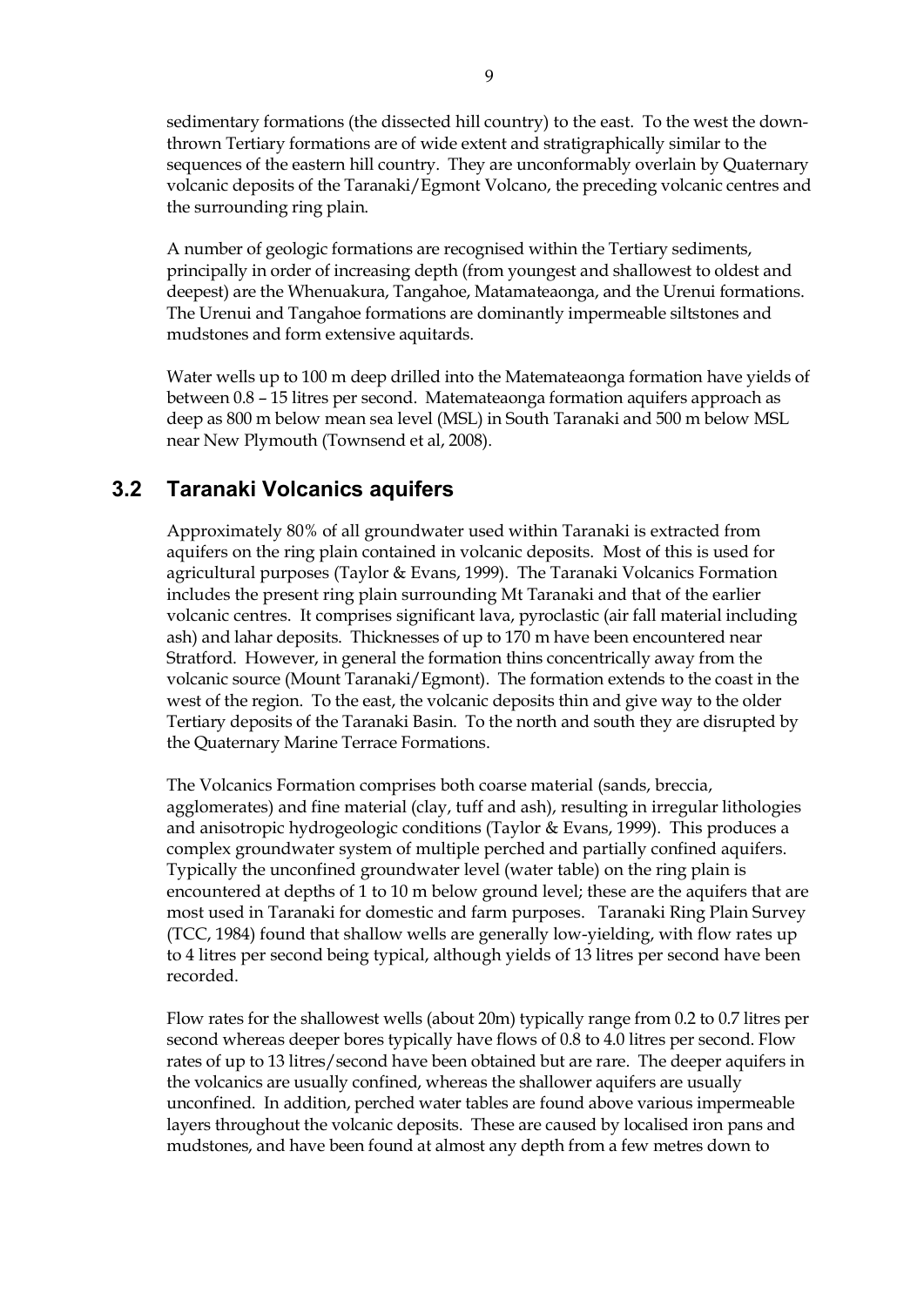sedimentary formations (the dissected hill country) to the east. To the west the down-thrown Tertiary formations are of wide extent and stratigraphically similar to the sequences of the eastern hill country. They are unconformably overlain by Quaternary volcanic deposits of the Taranaki/Egmont Volcano, the preceding volcanic centres and the surrounding ring plain.

A number of geologic formations are recognised within the Tertiary sediments, principally in order of increasing depth (from youngest and shallowest to oldest and deepest) are the Whenuakura, Tangahoe, Matamateaonga, and the Urenui formations. The Urenui and Tangahoe formations are dominantly impermeable siltstones and mudstones and form extensive aquitards.

Water wells up to 100 m deep drilled into the Matemateaonga formation have yields of between 0.8 – 15 litres per second. Matemateaonga formation aquifers approach as deep as 800 m below mean sea level (MSL) in South Taranaki and 500 m below MSL near New Plymouth (Townsend et al, 2008).

## 3.2 Taranaki Volcanics aquifers

Approximately 80% of all groundwater used within Taranaki is extracted from aquifers on the ring plain contained in volcanic deposits. Most of this is used for agricultural purposes (Taylor & Evans, 1999). The Taranaki Volcanics Formation includes the present ring plain surrounding Mt Taranaki and that of the earlier volcanic centres. It comprises significant lava, pyroclastic (air fall material including ash) and lahar deposits. Thicknesses of up to 170 m have been encountered near Stratford. However, in general the formation thins concentrically away from the volcanic source (Mount Taranaki/Egmont). The formation extends to the coast in the west of the region. To the east, the volcanic deposits thin and give way to the older Tertiary deposits of the Taranaki Basin. To the north and south they are disrupted by the Quaternary Marine Terrace Formations.

The Volcanics Formation comprises both coarse material (sands, breccia, agglomerates) and fine material (clay, tuff and ash), resulting in irregular lithologies and anisotropic hydrogeologic conditions (Taylor & Evans, 1999). This produces a complex groundwater system of multiple perched and partially confined aquifers. Typically the unconfined groundwater level (water table) on the ring plain is encountered at depths of 1 to 10 m below ground level; these are the aquifers that are most used in Taranaki for domestic and farm purposes. Taranaki Ring Plain Survey (TCC, 1984) found that shallow wells are generally low-yielding, with flow rates up to 4 litres per second being typical, although yields of 13 litres per second have been recorded.

Flow rates for the shallowest wells (about 20m) typically range from 0.2 to 0.7 litres per second whereas deeper bores typically have flows of 0.8 to 4.0 litres per second. Flow rates of up to 13 litres/second have been obtained but are rare. The deeper aquifers in the volcanics are usually confined, whereas the shallower aquifers are usually unconfined. In addition, perched water tables are found above various impermeable layers throughout the volcanic deposits. These are caused by localised iron pans and mudstones, and have been found at almost any depth from a few metres down to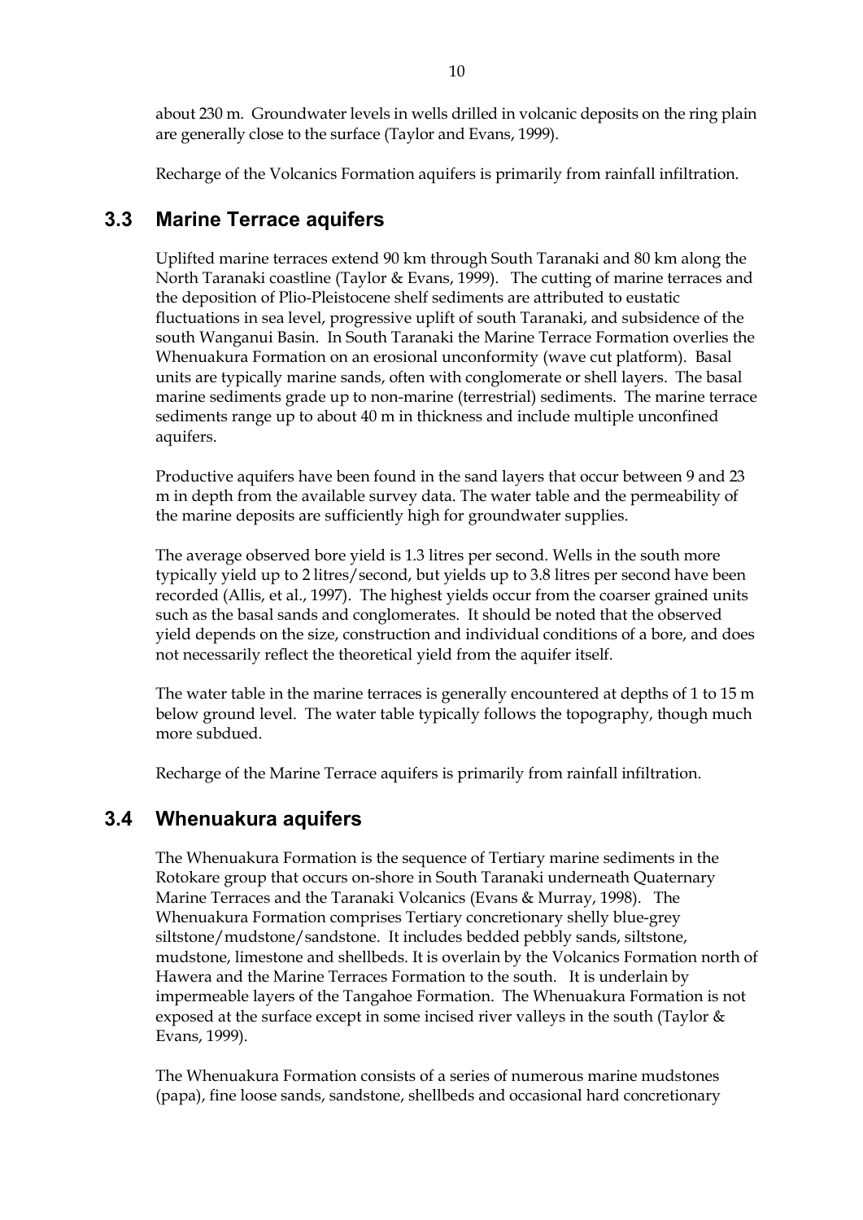about 230 m. Groundwater levels in wells drilled in volcanic deposits on the ring plain are generally close to the surface (Taylor and Evans, 1999).

Recharge of the Volcanics Formation aquifers is primarily from rainfall infiltration.

## 3.3 Marine Terrace aquifers

Uplifted marine terraces extend 90 km through South Taranaki and 80 km along the North Taranaki coastline (Taylor & Evans, 1999). The cutting of marine terraces and the deposition of Plio-Pleistocene shelf sediments are attributed to eustatic fluctuations in sea level, progressive uplift of south Taranaki, and subsidence of the south Wanganui Basin. In South Taranaki the Marine Terrace Formation overlies the Whenuakura Formation on an erosional unconformity (wave cut platform). Basal units are typically marine sands, often with conglomerate or shell layers. The basal marine sediments grade up to non-marine (terrestrial) sediments. The marine terrace sediments range up to about 40 m in thickness and include multiple unconfined aquifers.

Productive aquifers have been found in the sand layers that occur between 9 and 23 m in depth from the available survey data. The water table and the permeability of the marine deposits are sufficiently high for groundwater supplies.

The average observed bore yield is 1.3 litres per second. Wells in the south more typically yield up to 2 litres/second, but yields up to 3.8 litres per second have been recorded (Allis, et al., 1997). The highest yields occur from the coarser grained units such as the basal sands and conglomerates. It should be noted that the observed yield depends on the size, construction and individual conditions of a bore, and does not necessarily reflect the theoretical yield from the aquifer itself.

The water table in the marine terraces is generally encountered at depths of 1 to 15 m below ground level. The water table typically follows the topography, though much more subdued.

Recharge of the Marine Terrace aquifers is primarily from rainfall infiltration.

## 3.4 Whenuakura aquifers

The Whenuakura Formation is the sequence of Tertiary marine sediments in the Rotokare group that occurs on-shore in South Taranaki underneath Quaternary Marine Terraces and the Taranaki Volcanics (Evans & Murray, 1998). The Whenuakura Formation comprises Tertiary concretionary shelly blue-grey siltstone/mudstone/sandstone. It includes bedded pebbly sands, siltstone, mudstone, limestone and shellbeds. It is overlain by the Volcanics Formation north of Hawera and the Marine Terraces Formation to the south. It is underlain by impermeable layers of the Tangahoe Formation. The Whenuakura Formation is not exposed at the surface except in some incised river valleys in the south (Taylor & Evans, 1999).

The Whenuakura Formation consists of a series of numerous marine mudstones (papa), fine loose sands, sandstone, shellbeds and occasional hard concretionary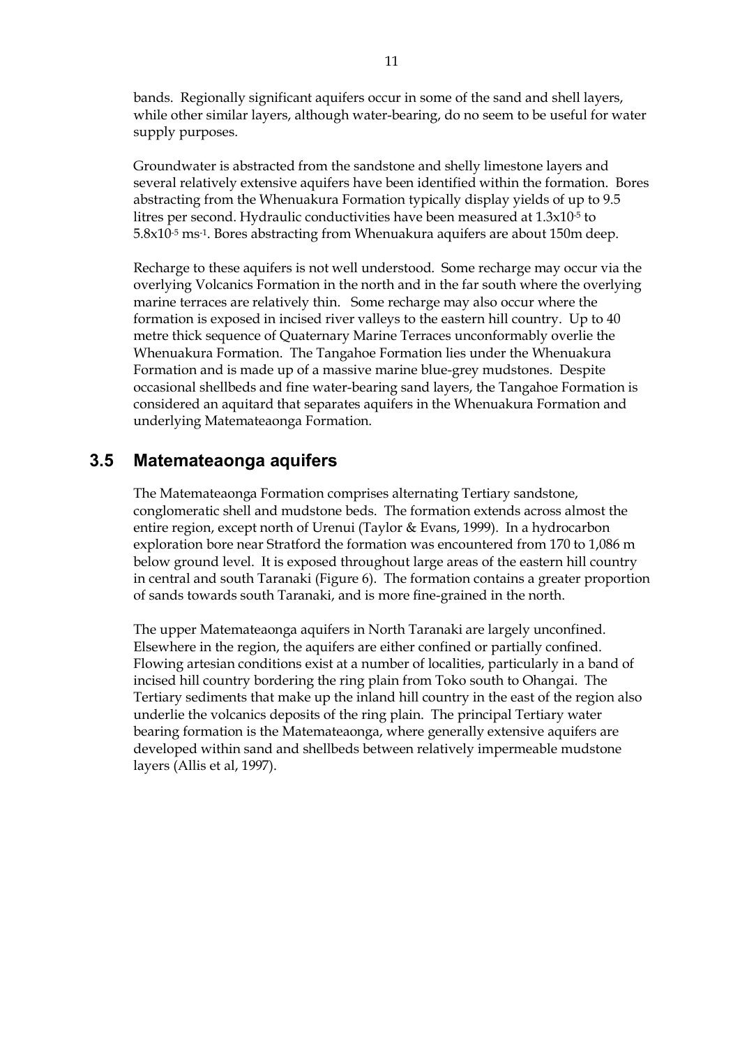bands. Regionally significant aquifers occur in some of the sand and shell layers, while other similar layers, although water-bearing, do no seem to be useful for water supply purposes.

Groundwater is abstracted from the sandstone and shelly limestone layers and several relatively extensive aquifers have been identified within the formation. Bores abstracting from the Whenuakura Formation typically display yields of up to 9.5 litres per second. Hydraulic conductivities have been measured at $1.3x10^{-5}$ to $5.8x10^{-5}$ $ms^{-1}$. Bores abstracting from Whenuakura aquifers are about 150m deep.

Recharge to these aquifers is not well understood. Some recharge may occur via the overlying Volcanics Formation in the north and in the far south where the overlying marine terraces are relatively thin. Some recharge may also occur where the formation is exposed in incised river valleys to the eastern hill country. Up to 40 metre thick sequence of Quaternary Marine Terraces unconformably overlie the Whenuakura Formation. The Tangahoe Formation lies under the Whenuakura Formation and is made up of a massive marine blue-grey mudstones. Despite occasional shellbeds and fine water-bearing sand layers, the Tangahoe Formation is considered an aquitard that separates aquifers in the Whenuakura Formation and underlying Matemateaonga Formation.

## 3.5 Matemateaonga aquifers

The Matemateaonga Formation comprises alternating Tertiary sandstone, conglomeratic shell and mudstone beds. The formation extends across almost the entire region, except north of Urenui (Taylor & Evans, 1999). In a hydrocarbon exploration bore near Stratford the formation was encountered from 170 to 1,086 m below ground level. It is exposed throughout large areas of the eastern hill country in central and south Taranaki (Figure 6). The formation contains a greater proportion of sands towards south Taranaki, and is more fine-grained in the north.

The upper Matemateaonga aquifers in North Taranaki are largely unconfined. Elsewhere in the region, the aquifers are either confined or partially confined. Flowing artesian conditions exist at a number of localities, particularly in a band of incised hill country bordering the ring plain from Toko south to Ohangai. The Tertiary sediments that make up the inland hill country in the east of the region also underlie the volcanics deposits of the ring plain. The principal Tertiary water bearing formation is the Matemateaonga, where generally extensive aquifers are developed within sand and shellbeds between relatively impermeable mudstone layers (Allis et al, 1997).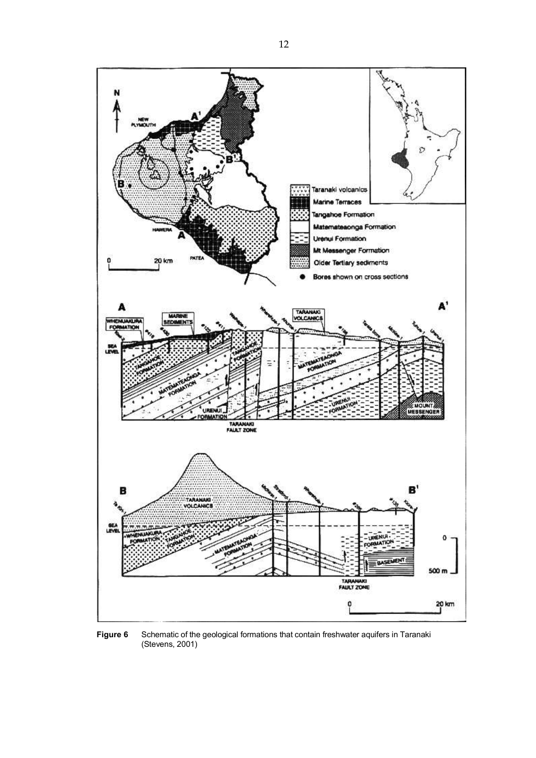**Figure 6** Schematic of the geological formations that contain freshwater aquifers in Taranaki (Stevens, 2001)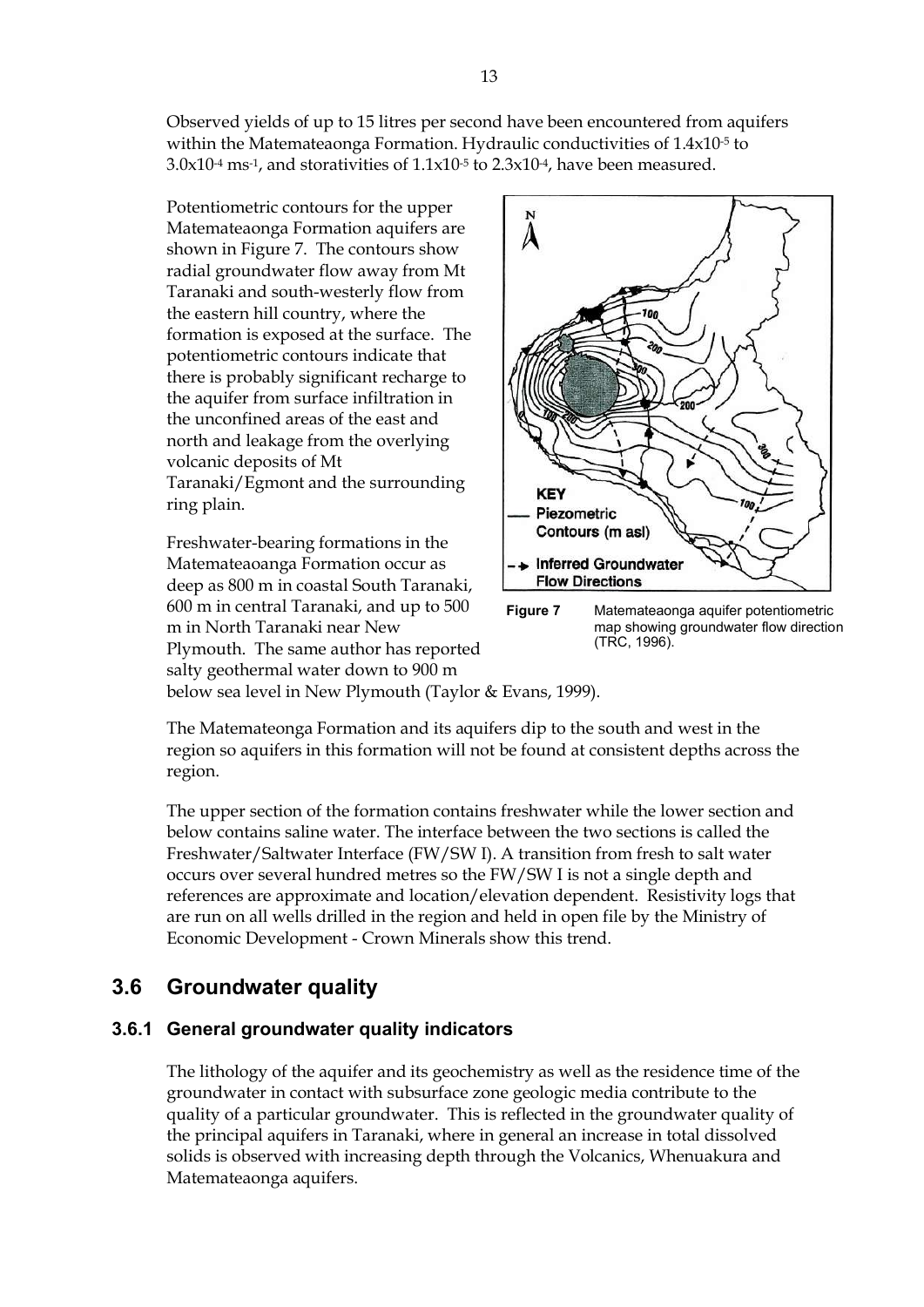Observed yields of up to 15 litres per second have been encountered from aquifers within the Matemateaonga Formation. Hydraulic conductivities of $1.4 \times 10^{-5}$ to $3.0 \times 10^{-4}$ $ms^{-1}$, and storativities of $1.1 \times 10^{-5}$ to $2.3 \times 10^{-4}$, have been measured.

Potentiometric contours for the upper Matemateaonga Formation aquifers are shown in Figure 7. The contours show radial groundwater flow away from Mt Taranaki and south-westerly flow from the eastern hill country, where the formation is exposed at the surface. The potentiometric contours indicate that there is probably significant recharge to the aquifer from surface infiltration in the unconfined areas of the east and north and leakage from the overlying volcanic deposits of Mt Taranaki/Egmont and the surrounding ring plain.

**Figure 7** Matemateaonga aquifer potentiometric map showing groundwater flow direction (TRC, 1996).

Freshwater-bearing formations in the Matemateaoanga Formation occur as deep as 800 m in coastal South Taranaki, 600 m in central Taranaki, and up to 500 m in North Taranaki near New Plymouth. The same author has reported salty geothermal water down to 900 m below sea level in New Plymouth (Taylor & Evans, 1999).

The Matemateonga Formation and its aquifers dip to the south and west in the region so aquifers in this formation will not be found at consistent depths across the region.

The upper section of the formation contains freshwater while the lower section and below contains saline water. The interface between the two sections is called the Freshwater/Saltwater Interface (FW/SW I). A transition from fresh to salt water occurs over several hundred metres so the FW/SW I is not a single depth and references are approximate and location/elevation dependent. Resistivity logs that are run on all wells drilled in the region and held in open file by the Ministry of Economic Development - Crown Minerals show this trend.

## 3.6 Groundwater quality

### 3.6.1 General groundwater quality indicators

The lithology of the aquifer and its geochemistry as well as the residence time of the groundwater in contact with subsurface zone geologic media contribute to the quality of a particular groundwater. This is reflected in the groundwater quality of the principal aquifers in Taranaki, where in general an increase in total dissolved solids is observed with increasing depth through the Volcanics, Whenuakura and Matemateaonga aquifers.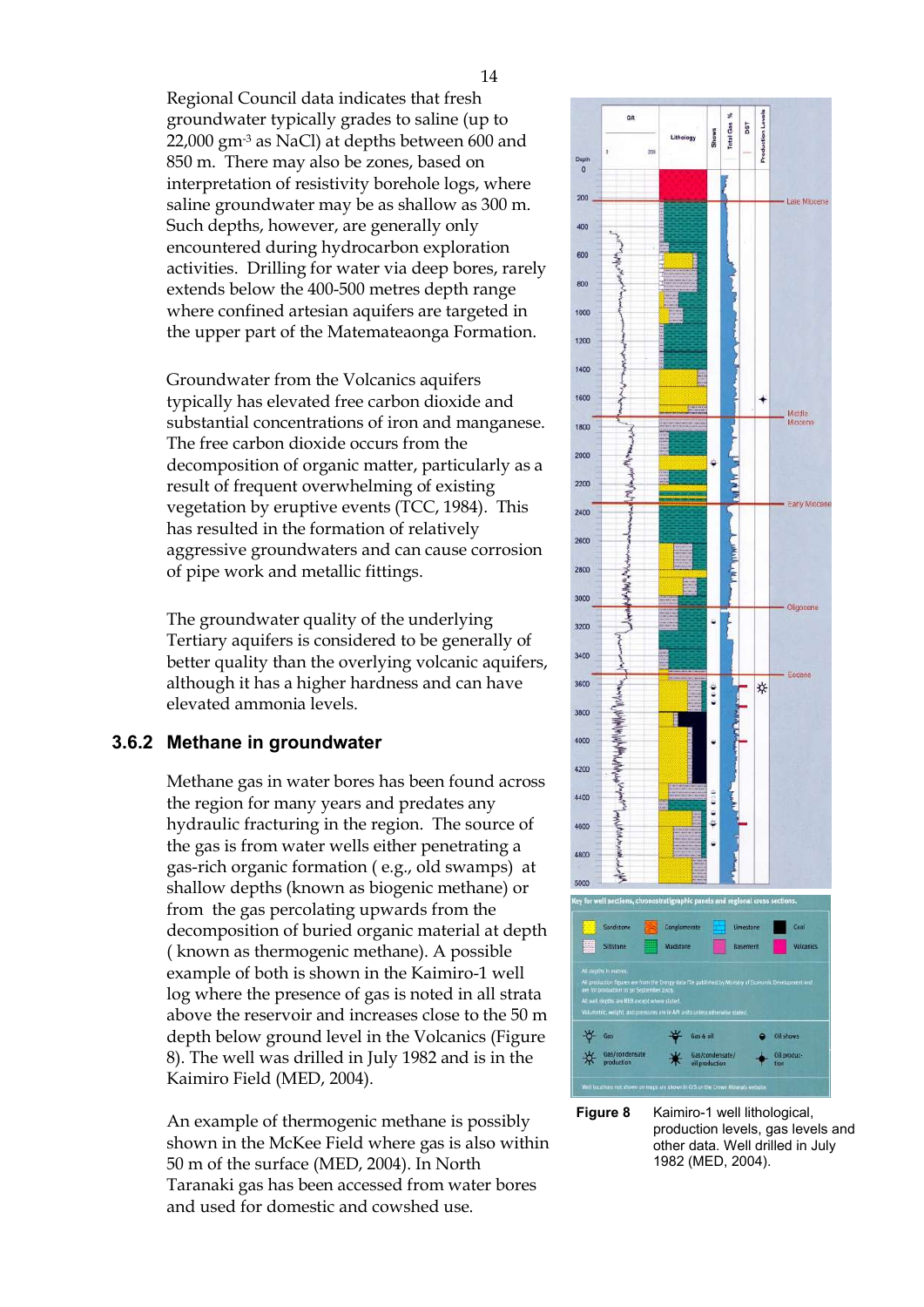Regional Council data indicates that fresh groundwater typically grades to saline (up to 22,000 $gm^{-3}$ as NaCl) at depths between 600 and 850 m. There may also be zones, based on interpretation of resistivity borehole logs, where saline groundwater may be as shallow as 300 m. Such depths, however, are generally only encountered during hydrocarbon exploration activities. Drilling for water via deep bores, rarely extends below the 400-500 metres depth range where confined artesian aquifers are targeted in the upper part of the Matemateaonga Formation.

Groundwater from the Volcanics aquifers typically has elevated free carbon dioxide and substantial concentrations of iron and manganese. The free carbon dioxide occurs from the decomposition of organic matter, particularly as a result of frequent overwhelming of existing vegetation by eruptive events (TCC, 1984). This has resulted in the formation of relatively aggressive groundwaters and can cause corrosion of pipe work and metallic fittings.

The groundwater quality of the underlying Tertiary aquifers is considered to be generally of better quality than the overlying volcanic aquifers, although it has a higher hardness and can have elevated ammonia levels.

### 3.6.2 Methane in groundwater

Methane gas in water bores has been found across the region for many years and predates any hydraulic fracturing in the region. The source of the gas is from water wells either penetrating a gas-rich organic formation ( e.g., old swamps) at shallow depths (known as biogenic methane) or from the gas percolating upwards from the decomposition of buried organic material at depth ( known as thermogenic methane). A possible example of both is shown in the Kaimiro-1 well log where the presence of gas is noted in all strata above the reservoir and increases close to the 50 m depth below ground level in the Volcanics (Figure 8). The well was drilled in July 1982 and is in the Kaimiro Field (MED, 2004).

An example of thermogenic methane is possibly shown in the McKee Field where gas is also within 50 m of the surface (MED, 2004). In North Taranaki gas has been accessed from water bores and used for domestic and cowshed use.

**Figure 8** Kaimiro-1 well lithological, production levels, gas levels and other data. Well drilled in July 1982 (MED, 2004).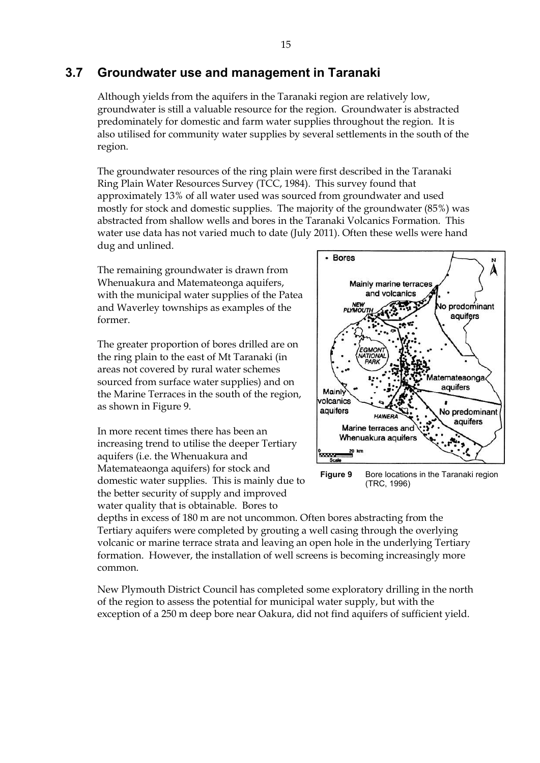## 3.7 Groundwater use and management in Taranaki

Although yields from the aquifers in the Taranaki region are relatively low, groundwater is still a valuable resource for the region. Groundwater is abstracted predominately for domestic and farm water supplies throughout the region. It is also utilised for community water supplies by several settlements in the south of the region.

The groundwater resources of the ring plain were first described in the Taranaki Ring Plain Water Resources Survey (TCC, 1984). This survey found that approximately 13% of all water used was sourced from groundwater and used mostly for stock and domestic supplies. The majority of the groundwater (85%) was abstracted from shallow wells and bores in the Taranaki Volcanics Formation. This water use data has not varied much to date (July 2011). Often these wells were hand dug and unlined.

The remaining groundwater is drawn from Whenuakura and Matemateonga aquifers, with the municipal water supplies of the Patea and Waverley townships as examples of the former.

The greater proportion of bores drilled are on the ring plain to the east of Mt Taranaki (in areas not covered by rural water schemes sourced from surface water supplies) and on the Marine Terraces in the south of the region, as shown in Figure 9.

**Figure 9** Bore locations in the Taranaki region (TRC, 1996)

In more recent times there has been an increasing trend to utilise the deeper Tertiary aquifers (i.e. the Whenuakura and Matemateaonga aquifers) for stock and domestic water supplies. This is mainly due to the better security of supply and improved water quality that is obtainable. Bores to depths in excess of 180 m are not uncommon. Often bores abstracting from the Tertiary aquifers were completed by grouting a well casing through the overlying volcanic or marine terrace strata and leaving an open hole in the underlying Tertiary formation. However, the installation of well screens is becoming increasingly more common.

New Plymouth District Council has completed some exploratory drilling in the north of the region to assess the potential for municipal water supply, but with the exception of a 250 m deep bore near Oakura, did not find aquifers of sufficient yield.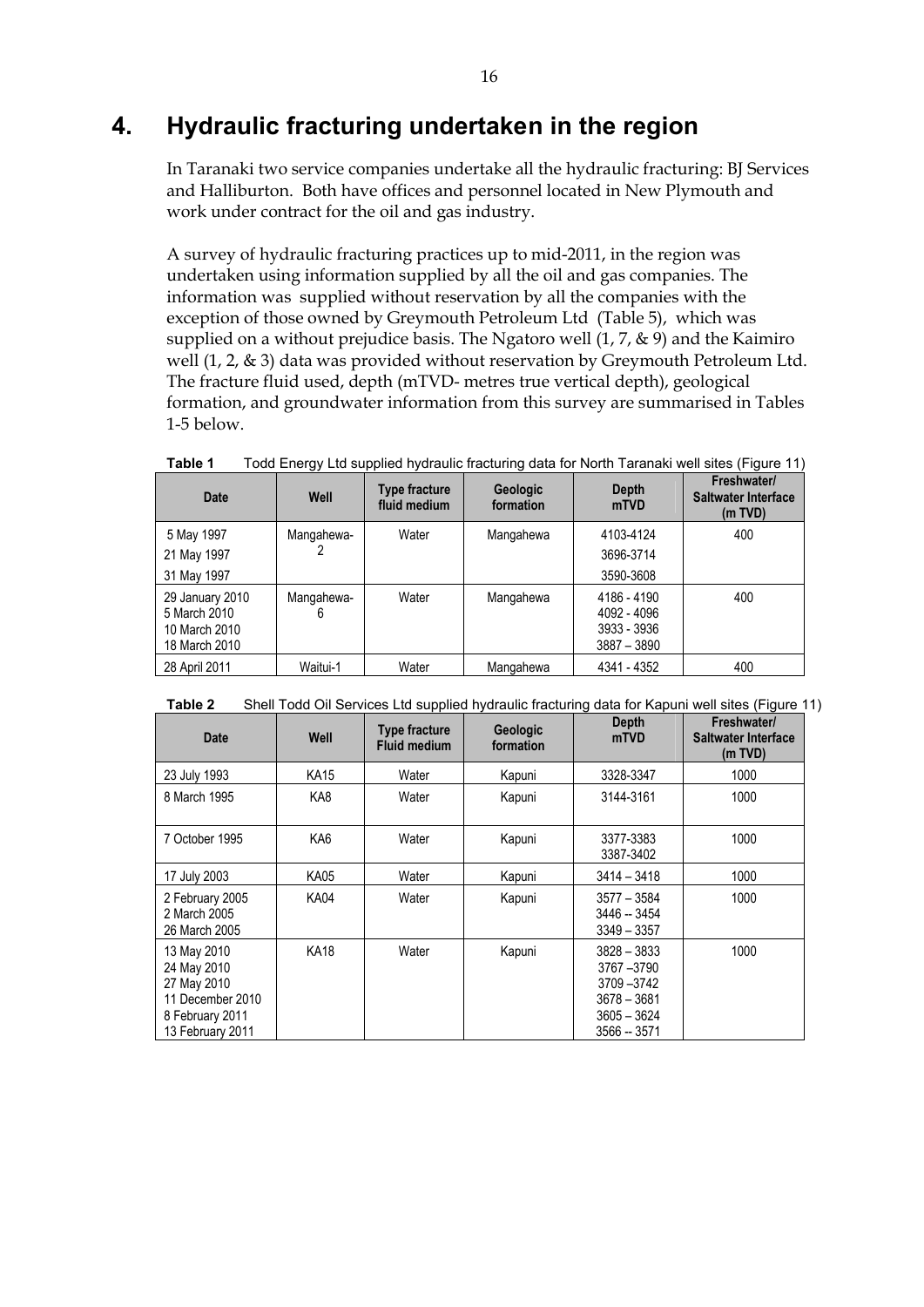# 4. Hydraulic fracturing undertaken in the region

In Taranaki two service companies undertake all the hydraulic fracturing: BJ Services and Halliburton. Both have offices and personnel located in New Plymouth and work under contract for the oil and gas industry.

A survey of hydraulic fracturing practices up to mid-2011, in the region was undertaken using information supplied by all the oil and gas companies. The information was supplied without reservation by all the companies with the exception of those owned by Greymouth Petroleum Ltd (Table 5), which was supplied on a without prejudice basis. The Ngatoro well (1, 7, & 9) and the Kaimiro well (1, 2, & 3) data was provided without reservation by Greymouth Petroleum Ltd. The fracture fluid used, depth (mTVD- metres true vertical depth), geological formation, and groundwater information from this survey are summarised in Tables 1-5 below.

**Table 1** Todd Energy Ltd supplied hydraulic fracturing data for North Taranaki well sites (Figure 11)

| Date | Well | Type fracture fluid medium | Geologic formation | Depth mTVD | Freshwater/ Saltwater Interface (m TVD) |
|---|---|---|---|---|---|
| 5 May 1997<br>21 May 1997<br>31 May 1997 | Mangahewa-2 | Water | Mangahewa | 4103-4124<br>3696-3714<br>3590-3608 | 400 |
| 29 January 2010<br>5 March 2010<br>10 March 2010<br>18 March 2010 | Mangahewa-6 | Water | Mangahewa | 4186 - 4190<br>4092 - 4096<br>3933 - 3936<br>3887 – 3890 | 400 |
| 28 April 2011 | Waitui-1 | Water | Mangahewa | 4341 - 4352 | 400 |

**Table 2** Shell Todd Oil Services Ltd supplied hydraulic fracturing data for Kapuni well sites (Figure 11)

| Date | Well | Type fracture Fluid medium | Geologic formation | Depth mTVD | Freshwater/ Saltwater Interface (m TVD) |
|---|---|---|---|---|---|
| 23 July 1993 | KA15 | Water | Kapuni | 3328-3347 | 1000 |
| 8 March 1995 | KA8 | Water | Kapuni | 3144-3161 | 1000 |
| 7 October 1995 | KA6 | Water | Kapuni | 3377-3383<br>3387-3402 | 1000 |
| 17 July 2003 | KA05 | Water | Kapuni | 3414 – 3418 | 1000 |
| 2 February 2005<br>2 March 2005<br>26 March 2005 | KA04 | Water | Kapuni | 3577 – 3584<br>3446 -- 3454<br>3349 – 3357 | 1000 |
| 13 May 2010<br>24 May 2010<br>27 May 2010<br>11 December 2010<br>8 February 2011<br>13 February 2011 | KA18 | Water | Kapuni | 3828 – 3833<br>3767 –3790<br>3709 –3742<br>3678 – 3681<br>3605 – 3624<br>3566 -- 3571 | 1000 |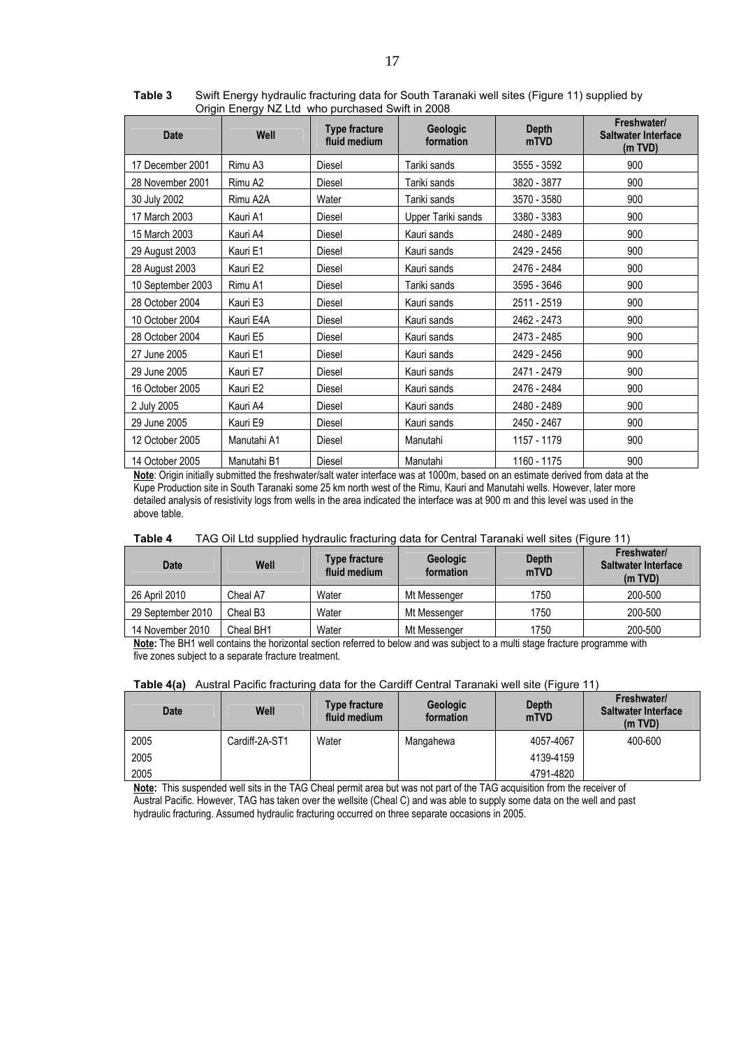**Table 3** Swift Energy hydraulic fracturing data for South Taranaki well sites (Figure 11) supplied by Origin Energy NZ Ltd who purchased Swift in 2008

| Date | Well | Type fracture fluid medium | Geologic formation | Depth mTVD | Freshwater/ Saltwater Interface (m TVD) |
|---|---|---|---|---|---|
| 17 December 2001 | Rimu A3 | Diesel | Tariki sands | 3555 - 3592 | 900 |
| 28 November 2001 | Rimu A2 | Diesel | Tariki sands | 3820 - 3877 | 900 |
| 30 July 2002 | Rimu A2A | Water | Tariki sands | 3570 - 3580 | 900 |
| 17 March 2003 | Kauri A1 | Diesel | Upper Tariki sands | 3380 - 3383 | 900 |
| 15 March 2003 | Kauri A4 | Diesel | Kauri sands | 2480 - 2489 | 900 |
| 29 August 2003 | Kauri E1 | Diesel | Kauri sands | 2429 - 2456 | 900 |
| 28 August 2003 | Kauri E2 | Diesel | Kauri sands | 2476 - 2484 | 900 |
| 10 September 2003 | Rimu A1 | Diesel | Tariki sands | 3595 - 3646 | 900 |
| 28 October 2004 | Kauri E3 | Diesel | Kauri sands | 2511 - 2519 | 900 |
| 10 October 2004 | Kauri E4A | Diesel | Kauri sands | 2462 - 2473 | 900 |
| 28 October 2004 | Kauri E5 | Diesel | Kauri sands | 2473 - 2485 | 900 |
| 27 June 2005 | Kauri E1 | Diesel | Kauri sands | 2429 - 2456 | 900 |
| 29 June 2005 | Kauri E7 | Diesel | Kauri sands | 2471 - 2479 | 900 |
| 16 October 2005 | Kauri E2 | Diesel | Kauri sands | 2476 - 2484 | 900 |
| 2 July 2005 | Kauri A4 | Diesel | Kauri sands | 2480 - 2489 | 900 |
| 29 June 2005 | Kauri E9 | Diesel | Kauri sands | 2450 - 2467 | 900 |
| 12 October 2005 | Manutahi A1 | Diesel | Manutahi | 1157 - 1179 | 900 |
| 14 October 2005 | Manutahi B1 | Diesel | Manutahi | 1160 - 1175 | 900 |

**Note**: Origin initially submitted the freshwater/salt water interface was at 1000m, based on an estimate derived from data at the Kupe Production site in South Taranaki some 25 km north west of the Rimu, Kauri and Manutahi wells. However, later more detailed analysis of resistivity logs from wells in the area indicated the interface was at 900 m and this level was used in the above table.

**Table 4** TAG Oil Ltd supplied hydraulic fracturing data for Central Taranaki well sites (Figure 11)

| Date | Well | Type fracture fluid medium | Geologic formation | Depth mTVD | Freshwater/ Saltwater Interface (m TVD) |
|---|---|---|---|---|---|
| 26 April 2010 | Cheal A7 | Water | Mt Messenger | 1750 | 200-500 |
| 29 September 2010 | Cheal B3 | Water | Mt Messenger | 1750 | 200-500 |
| 14 November 2010 | Cheal BH1 | Water | Mt Messenger | 1750 | 200-500 |

**Note:** The BH1 well contains the horizontal section referred to below and was subject to a multi stage fracture programme with five zones subject to a separate fracture treatment.

**Table 4(a)** Austral Pacific fracturing data for the Cardiff Central Taranaki well site (Figure 11)

| Date | Well | Type fracture fluid medium | Geologic formation | Depth mTVD | Freshwater/ Saltwater Interface (m TVD) |
|---|---|---|---|---|---|
| 2005 | Cardiff-2A-ST1 | Water | Mangahewa | 4057-4067 | 400-600 |
| 2005 | | | | 4139-4159 | |
| 2005 | | | | 4791-4820 | |

**Note:** This suspended well sits in the TAG Cheal permit area but was not part of the TAG acquisition from the receiver of Austral Pacific. However, TAG has taken over the wellsite (Cheal C) and was able to supply some data on the well and past hydraulic fracturing. Assumed hydraulic fracturing occurred on three separate occasions in 2005.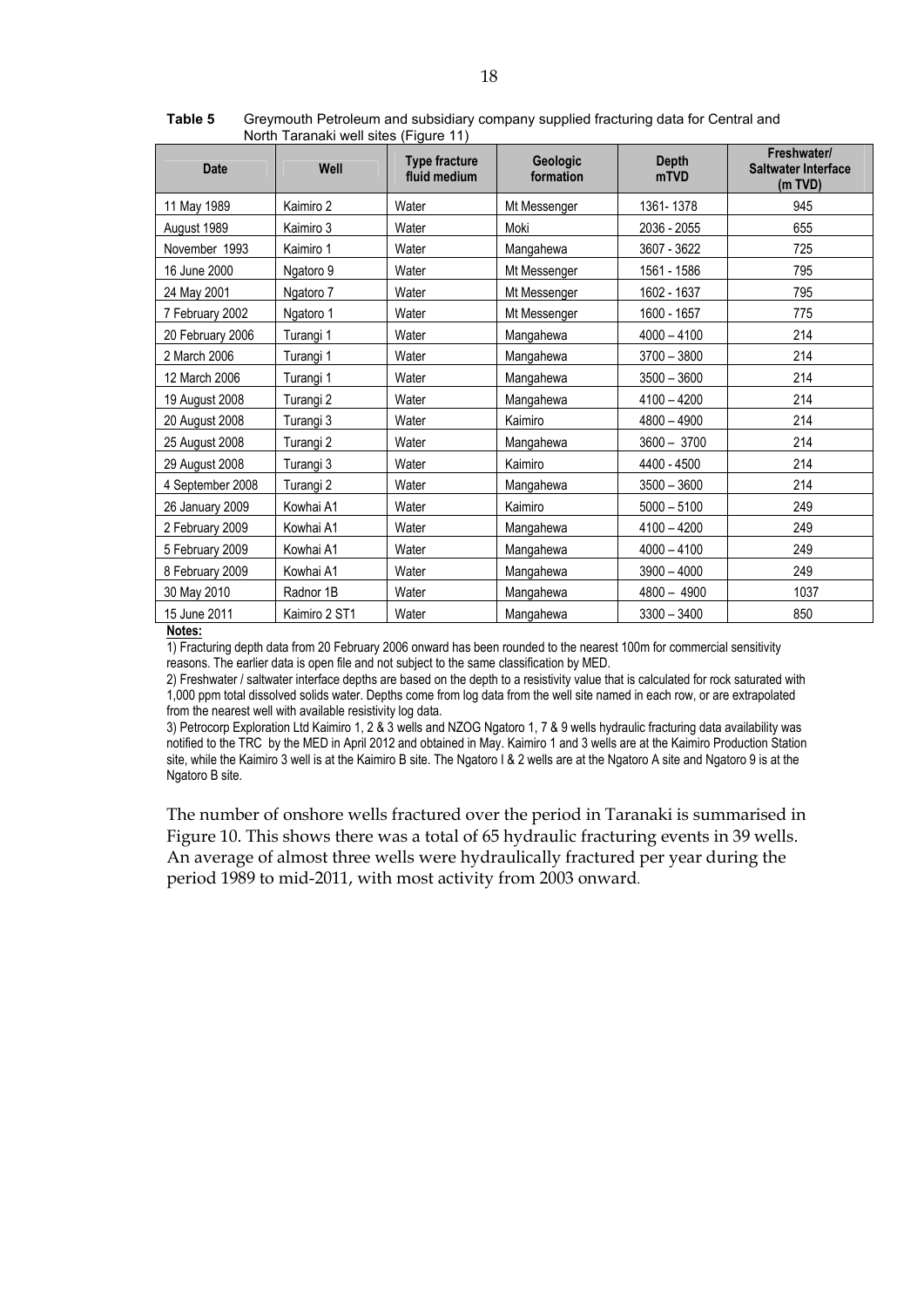**Table 5** Greymouth Petroleum and subsidiary company supplied fracturing data for Central and North Taranaki well sites (Figure 11)

| Date | Well | Type fracture fluid medium | Geologic formation | Depth mTVD | Freshwater/ Saltwater Interface (m TVD) |
|---|---|---|---|---|---|
| 11 May 1989 | Kaimiro 2 | Water | Mt Messenger | 1361- 1378 | 945 |
| August 1989 | Kaimiro 3 | Water | Moki | 2036 - 2055 | 655 |
| November 1993 | Kaimiro 1 | Water | Mangahewa | 3607 - 3622 | 725 |
| 16 June 2000 | Ngatoro 9 | Water | Mt Messenger | 1561 - 1586 | 795 |
| 24 May 2001 | Ngatoro 7 | Water | Mt Messenger | 1602 - 1637 | 795 |
| 7 February 2002 | Ngatoro 1 | Water | Mt Messenger | 1600 - 1657 | 775 |
| 20 February 2006 | Turangi 1 | Water | Mangahewa | 4000 – 4100 | 214 |
| 2 March 2006 | Turangi 1 | Water | Mangahewa | 3700 – 3800 | 214 |
| 12 March 2006 | Turangi 1 | Water | Mangahewa | 3500 – 3600 | 214 |
| 19 August 2008 | Turangi 2 | Water | Mangahewa | 4100 – 4200 | 214 |
| 20 August 2008 | Turangi 3 | Water | Kaimiro | 4800 – 4900 | 214 |
| 25 August 2008 | Turangi 2 | Water | Mangahewa | 3600 – 3700 | 214 |
| 29 August 2008 | Turangi 3 | Water | Kaimiro | 4400 - 4500 | 214 |
| 4 September 2008 | Turangi 2 | Water | Mangahewa | 3500 – 3600 | 214 |
| 26 January 2009 | Kowhai A1 | Water | Kaimiro | 5000 – 5100 | 249 |
| 2 February 2009 | Kowhai A1 | Water | Mangahewa | 4100 – 4200 | 249 |
| 5 February 2009 | Kowhai A1 | Water | Mangahewa | 4000 – 4100 | 249 |
| 8 February 2009 | Kowhai A1 | Water | Mangahewa | 3900 – 4000 | 249 |
| 30 May 2010 | Radnor 1B | Water | Mangahewa | 4800 – 4900 | 1037 |
| 15 June 2011 | Kaimiro 2 ST1 | Water | Mangahewa | 3300 – 3400 | 850 |

**Notes:**

1) Fracturing depth data from 20 February 2006 onward has been rounded to the nearest 100m for commercial sensitivity reasons. The earlier data is open file and not subject to the same classification by MED.

2) Freshwater / saltwater interface depths are based on the depth to a resistivity value that is calculated for rock saturated with 1,000 ppm total dissolved solids water. Depths come from log data from the well site named in each row, or are extrapolated from the nearest well with available resistivity log data.

3) Petrocorp Exploration Ltd Kaimiro 1, 2 & 3 wells and NZOG Ngatoro 1, 7 & 9 wells hydraulic fracturing data availability was notified to the TRC by the MED in April 2012 and obtained in May. Kaimiro 1 and 3 wells are at the Kaimiro Production Station site, while the Kaimiro 3 well is at the Kaimiro B site. The Ngatoro I & 2 wells are at the Ngatoro A site and Ngatoro 9 is at the Ngatoro B site.

The number of onshore wells fractured over the period in Taranaki is summarised in Figure 10. This shows there was a total of 65 hydraulic fracturing events in 39 wells. An average of almost three wells were hydraulically fractured per year during the period 1989 to mid-2011, with most activity from 2003 onward.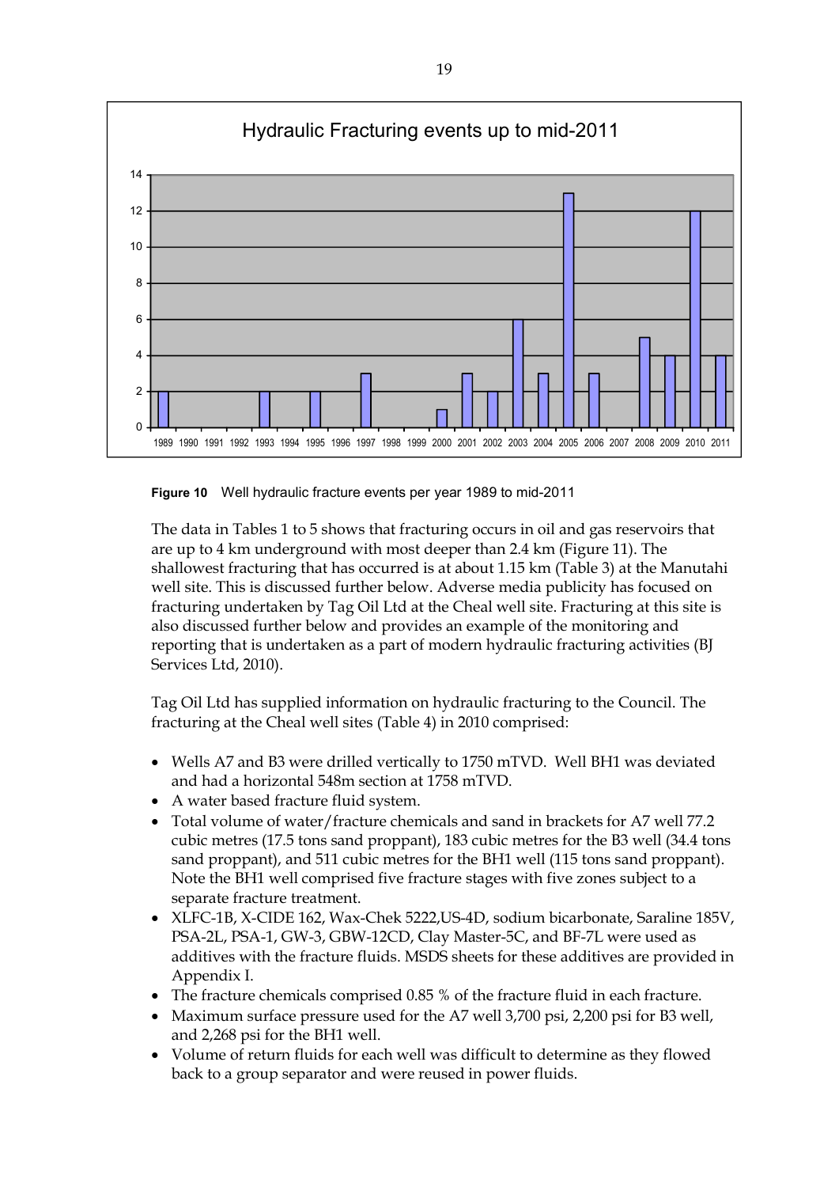Figure 10 Well hydraulic fracture events per year 1989 to mid-2011

The data in Tables 1 to 5 shows that fracturing occurs in oil and gas reservoirs that are up to 4 km underground with most deeper than 2.4 km (Figure 11). The shallowest fracturing that has occurred is at about 1.15 km (Table 3) at the Manutahi well site. This is discussed further below. Adverse media publicity has focused on fracturing undertaken by Tag Oil Ltd at the Cheal well site. Fracturing at this site is also discussed further below and provides an example of the monitoring and reporting that is undertaken as a part of modern hydraulic fracturing activities (BJ Services Ltd, 2010).

Tag Oil Ltd has supplied information on hydraulic fracturing to the Council. The fracturing at the Cheal well sites (Table 4) in 2010 comprised:

- Wells A7 and B3 were drilled vertically to 1750 mTVD. Well BH1 was deviated and had a horizontal 548m section at 1758 mTVD.
- A water based fracture fluid system.
- Total volume of water/fracture chemicals and sand in brackets for A7 well 77.2 cubic metres (17.5 tons sand proppant), 183 cubic metres for the B3 well (34.4 tons sand proppant), and 511 cubic metres for the BH1 well (115 tons sand proppant). Note the BH1 well comprised five fracture stages with five zones subject to a separate fracture treatment.
- XLFC-1B, X-CIDE 162, Wax-Chek 5222,US-4D, sodium bicarbonate, Saraline 185V, PSA-2L, PSA-1, GW-3, GBW-12CD, Clay Master-5C, and BF-7L were used as additives with the fracture fluids. MSDS sheets for these additives are provided in Appendix I.
- The fracture chemicals comprised 0.85 % of the fracture fluid in each fracture.
- Maximum surface pressure used for the A7 well 3,700 psi, 2,200 psi for B3 well, and 2,268 psi for the BH1 well.
- Volume of return fluids for each well was difficult to determine as they flowed back to a group separator and were reused in power fluids.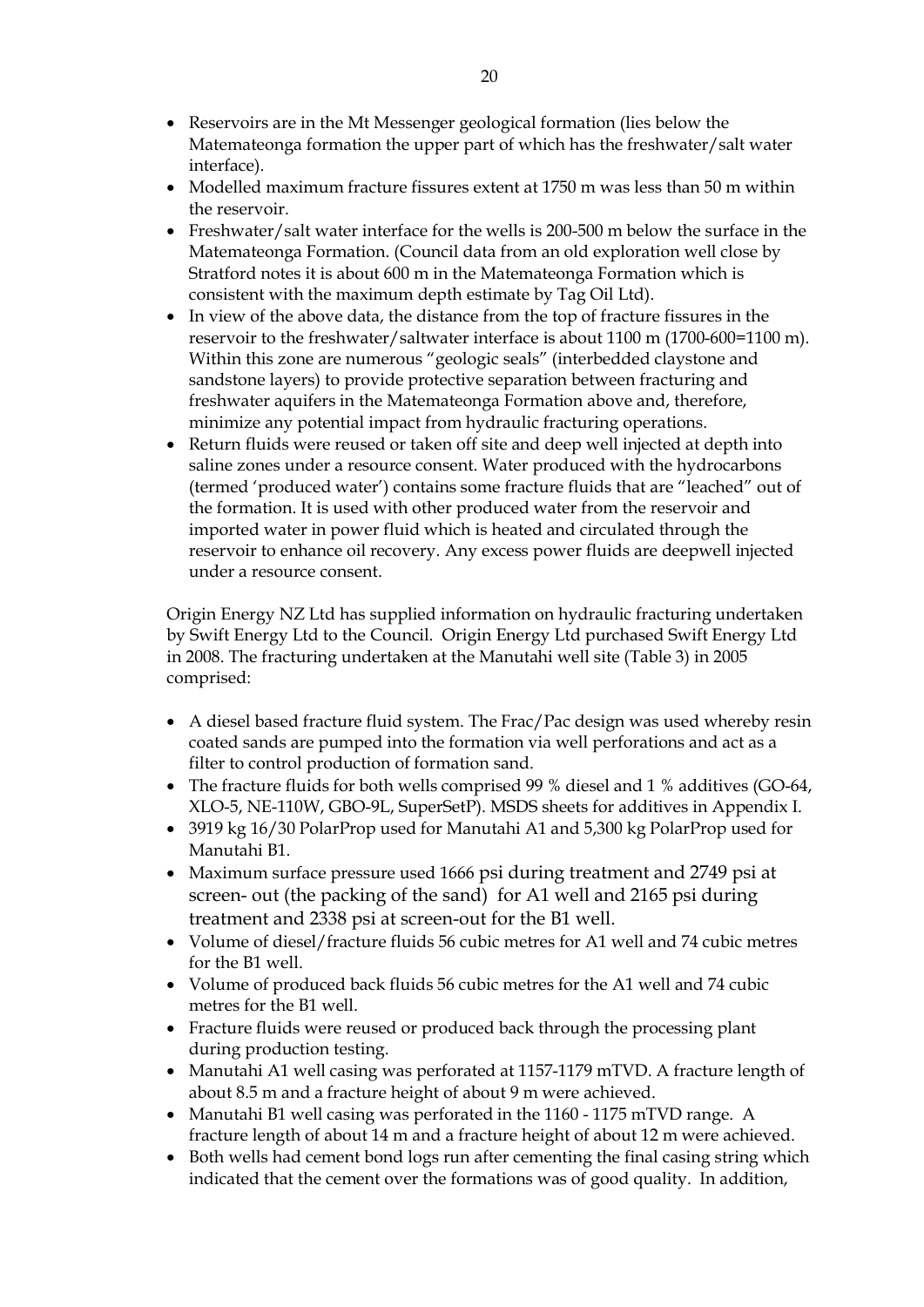- Reservoirs are in the Mt Messenger geological formation (lies below the Matemateonga formation the upper part of which has the freshwater/salt water interface).
- Modelled maximum fracture fissures extent at 1750 m was less than 50 m within the reservoir.
- Freshwater/salt water interface for the wells is 200-500 m below the surface in the Matemateonga Formation. (Council data from an old exploration well close by Stratford notes it is about 600 m in the Matemateonga Formation which is consistent with the maximum depth estimate by Tag Oil Ltd).
- In view of the above data, the distance from the top of fracture fissures in the reservoir to the freshwater/saltwater interface is about 1100 m (1700-600=1100 m). Within this zone are numerous "geologic seals" (interbedded claystone and sandstone layers) to provide protective separation between fracturing and freshwater aquifers in the Matemateonga Formation above and, therefore, minimize any potential impact from hydraulic fracturing operations.
- Return fluids were reused or taken off site and deep well injected at depth into saline zones under a resource consent. Water produced with the hydrocarbons (termed 'produced water') contains some fracture fluids that are "leached" out of the formation. It is used with other produced water from the reservoir and imported water in power fluid which is heated and circulated through the reservoir to enhance oil recovery. Any excess power fluids are deepwell injected under a resource consent.

Origin Energy NZ Ltd has supplied information on hydraulic fracturing undertaken by Swift Energy Ltd to the Council. Origin Energy Ltd purchased Swift Energy Ltd in 2008. The fracturing undertaken at the Manutahi well site (Table 3) in 2005 comprised:

- A diesel based fracture fluid system. The Frac/Pac design was used whereby resin coated sands are pumped into the formation via well perforations and act as a filter to control production of formation sand.
- The fracture fluids for both wells comprised 99 % diesel and 1 % additives (GO-64, XLO-5, NE-110W, GBO-9L, SuperSetP). MSDS sheets for additives in Appendix I.
- 3919 kg 16/30 PolarProp used for Manutahi A1 and 5,300 kg PolarProp used for Manutahi B1.
- Maximum surface pressure used 1666 psi during treatment and 2749 psi at screen- out (the packing of the sand) for A1 well and 2165 psi during treatment and 2338 psi at screen-out for the B1 well.
- Volume of diesel/fracture fluids 56 cubic metres for A1 well and 74 cubic metres for the B1 well.
- Volume of produced back fluids 56 cubic metres for the A1 well and 74 cubic metres for the B1 well.
- Fracture fluids were reused or produced back through the processing plant during production testing.
- Manutahi A1 well casing was perforated at 1157-1179 mTVD. A fracture length of about 8.5 m and a fracture height of about 9 m were achieved.
- Manutahi B1 well casing was perforated in the 1160 - 1175 mTVD range. A fracture length of about 14 m and a fracture height of about 12 m were achieved.
- Both wells had cement bond logs run after cementing the final casing string which indicated that the cement over the formations was of good quality. In addition,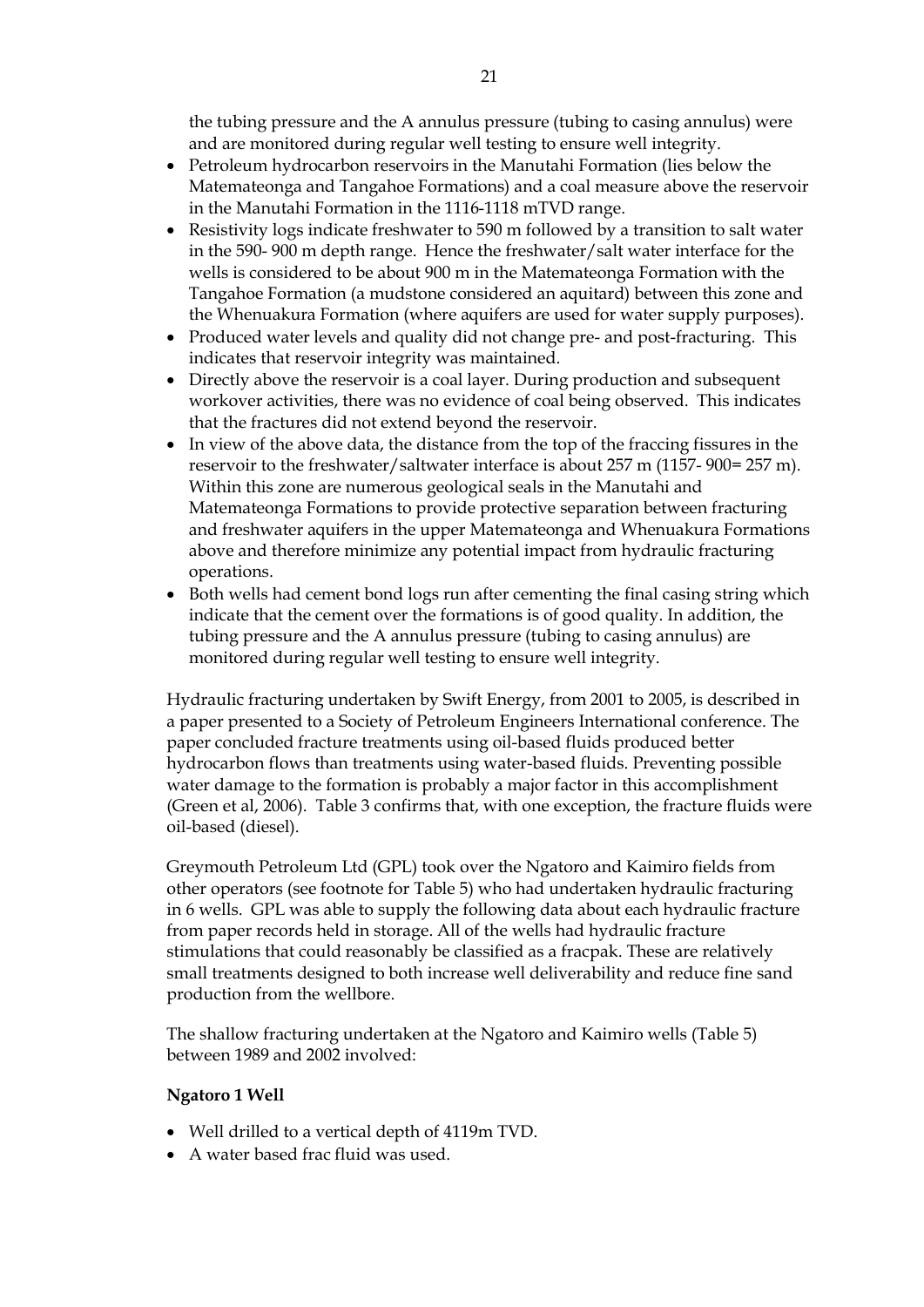the tubing pressure and the A annulus pressure (tubing to casing annulus) were and are monitored during regular well testing to ensure well integrity.

- Petroleum hydrocarbon reservoirs in the Manutahi Formation (lies below the Matemateonga and Tangahoe Formations) and a coal measure above the reservoir in the Manutahi Formation in the 1116-1118 mTVD range.
- Resistivity logs indicate freshwater to 590 m followed by a transition to salt water in the 590- 900 m depth range. Hence the freshwater/salt water interface for the wells is considered to be about 900 m in the Matemateonga Formation with the Tangahoe Formation (a mudstone considered an aquitard) between this zone and the Whenuakura Formation (where aquifers are used for water supply purposes).
- Produced water levels and quality did not change pre- and post-fracturing. This indicates that reservoir integrity was maintained.
- Directly above the reservoir is a coal layer. During production and subsequent workover activities, there was no evidence of coal being observed. This indicates that the fractures did not extend beyond the reservoir.
- In view of the above data, the distance from the top of the fraccing fissures in the reservoir to the freshwater/saltwater interface is about 257 m (1157- 900= 257 m). Within this zone are numerous geological seals in the Manutahi and Matemateonga Formations to provide protective separation between fracturing and freshwater aquifers in the upper Matemateonga and Whenuakura Formations above and therefore minimize any potential impact from hydraulic fracturing operations.
- Both wells had cement bond logs run after cementing the final casing string which indicate that the cement over the formations is of good quality. In addition, the tubing pressure and the A annulus pressure (tubing to casing annulus) are monitored during regular well testing to ensure well integrity.

Hydraulic fracturing undertaken by Swift Energy, from 2001 to 2005, is described in a paper presented to a Society of Petroleum Engineers International conference. The paper concluded fracture treatments using oil-based fluids produced better hydrocarbon flows than treatments using water-based fluids. Preventing possible water damage to the formation is probably a major factor in this accomplishment (Green et al, 2006). Table 3 confirms that, with one exception, the fracture fluids were oil-based (diesel).

Greymouth Petroleum Ltd (GPL) took over the Ngatoro and Kaimiro fields from other operators (see footnote for Table 5) who had undertaken hydraulic fracturing in 6 wells. GPL was able to supply the following data about each hydraulic fracture from paper records held in storage. All of the wells had hydraulic fracture stimulations that could reasonably be classified as a fracpak. These are relatively small treatments designed to both increase well deliverability and reduce fine sand production from the wellbore.

The shallow fracturing undertaken at the Ngatoro and Kaimiro wells (Table 5) between 1989 and 2002 involved:

**Ngatoro 1 Well**

- Well drilled to a vertical depth of 4119m TVD.
- A water based frac fluid was used.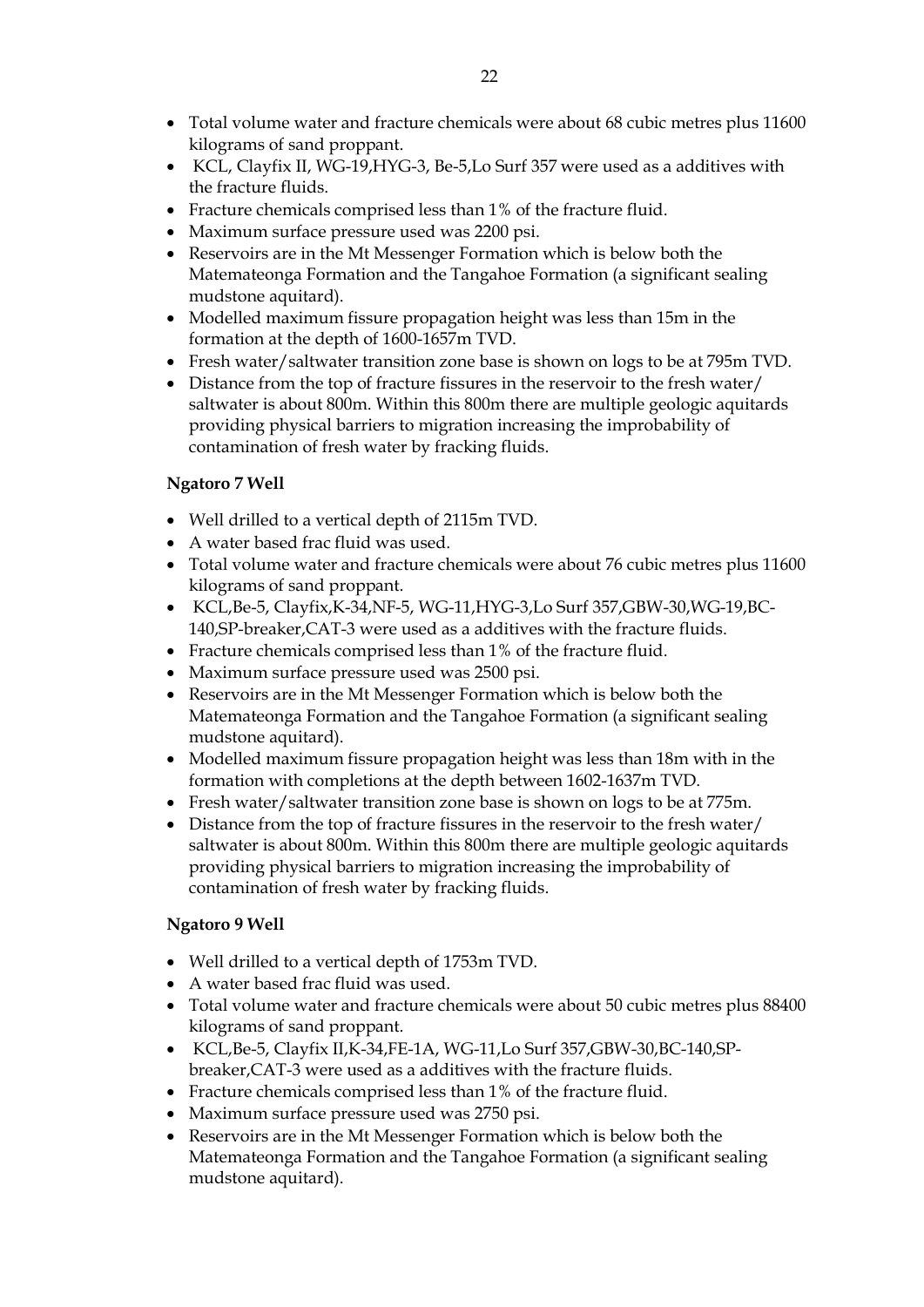- Total volume water and fracture chemicals were about 68 cubic metres plus 11600 kilograms of sand proppant.
- KCL, Clayfix II, WG-19,HYG-3, Be-5,Lo Surf 357 were used as a additives with the fracture fluids.
- Fracture chemicals comprised less than 1% of the fracture fluid.
- Maximum surface pressure used was 2200 psi.
- Reservoirs are in the Mt Messenger Formation which is below both the Matemateonga Formation and the Tangahoe Formation (a significant sealing mudstone aquitard).
- Modelled maximum fissure propagation height was less than 15m in the formation at the depth of 1600-1657m TVD.
- Fresh water/saltwater transition zone base is shown on logs to be at 795m TVD.
- Distance from the top of fracture fissures in the reservoir to the fresh water/ saltwater is about 800m. Within this 800m there are multiple geologic aquitards providing physical barriers to migration increasing the improbability of contamination of fresh water by fracking fluids.

**Ngatoro 7 Well**

- Well drilled to a vertical depth of 2115m TVD.
- A water based frac fluid was used.
- Total volume water and fracture chemicals were about 76 cubic metres plus 11600 kilograms of sand proppant.
- KCL,Be-5, Clayfix,K-34,NF-5, WG-11,HYG-3,Lo Surf 357,GBW-30,WG-19,BC-140,SP-breaker,CAT-3 were used as a additives with the fracture fluids.
- Fracture chemicals comprised less than 1% of the fracture fluid.
- Maximum surface pressure used was 2500 psi.
- Reservoirs are in the Mt Messenger Formation which is below both the Matemateonga Formation and the Tangahoe Formation (a significant sealing mudstone aquitard).
- Modelled maximum fissure propagation height was less than 18m with in the formation with completions at the depth between 1602-1637m TVD.
- Fresh water/saltwater transition zone base is shown on logs to be at 775m.
- Distance from the top of fracture fissures in the reservoir to the fresh water/ saltwater is about 800m. Within this 800m there are multiple geologic aquitards providing physical barriers to migration increasing the improbability of contamination of fresh water by fracking fluids.

**Ngatoro 9 Well**

- Well drilled to a vertical depth of 1753m TVD.
- A water based frac fluid was used.
- Total volume water and fracture chemicals were about 50 cubic metres plus 88400 kilograms of sand proppant.
- KCL,Be-5, Clayfix II,K-34,FE-1A, WG-11,Lo Surf 357,GBW-30,BC-140,SP-breaker,CAT-3 were used as a additives with the fracture fluids.
- Fracture chemicals comprised less than 1% of the fracture fluid.
- Maximum surface pressure used was 2750 psi.
- Reservoirs are in the Mt Messenger Formation which is below both the Matemateonga Formation and the Tangahoe Formation (a significant sealing mudstone aquitard).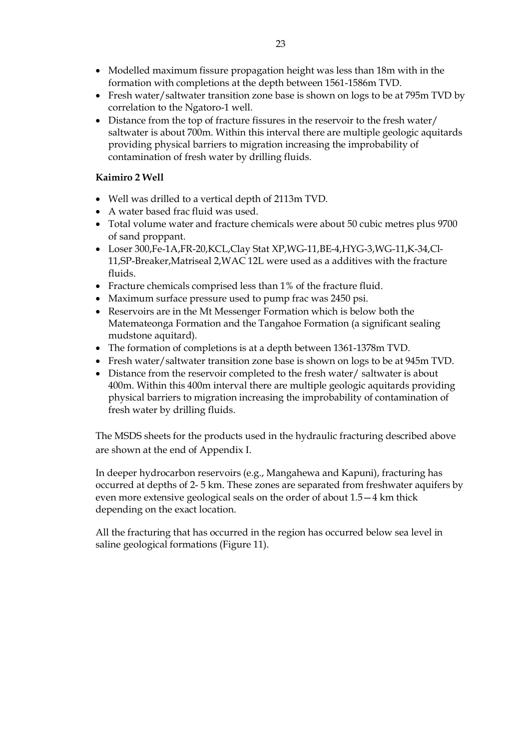- Modelled maximum fissure propagation height was less than 18m with in the formation with completions at the depth between 1561-1586m TVD.
- Fresh water/saltwater transition zone base is shown on logs to be at 795m TVD by correlation to the Ngatoro-1 well.
- Distance from the top of fracture fissures in the reservoir to the fresh water/ saltwater is about 700m. Within this interval there are multiple geologic aquitards providing physical barriers to migration increasing the improbability of contamination of fresh water by drilling fluids.

**Kaimiro 2 Well**

- Well was drilled to a vertical depth of 2113m TVD.
- A water based frac fluid was used.
- Total volume water and fracture chemicals were about 50 cubic metres plus 9700 of sand proppant.
- Loser 300,Fe-1A,FR-20,KCL,Clay Stat XP,WG-11,BE-4,HYG-3,WG-11,K-34,Cl-11,SP-Breaker,Matriseal 2,WAC 12L were used as a additives with the fracture fluids.
- Fracture chemicals comprised less than 1% of the fracture fluid.
- Maximum surface pressure used to pump frac was 2450 psi.
- Reservoirs are in the Mt Messenger Formation which is below both the Matemateonga Formation and the Tangahoe Formation (a significant sealing mudstone aquitard).
- The formation of completions is at a depth between 1361-1378m TVD.
- Fresh water/saltwater transition zone base is shown on logs to be at 945m TVD.
- Distance from the reservoir completed to the fresh water/ saltwater is about 400m. Within this 400m interval there are multiple geologic aquitards providing physical barriers to migration increasing the improbability of contamination of fresh water by drilling fluids.

The MSDS sheets for the products used in the hydraulic fracturing described above are shown at the end of Appendix I.

In deeper hydrocarbon reservoirs (e.g., Mangahewa and Kapuni), fracturing has occurred at depths of 2- 5 km. These zones are separated from freshwater aquifers by even more extensive geological seals on the order of about 1.5—4 km thick depending on the exact location.

All the fracturing that has occurred in the region has occurred below sea level in saline geological formations (Figure 11).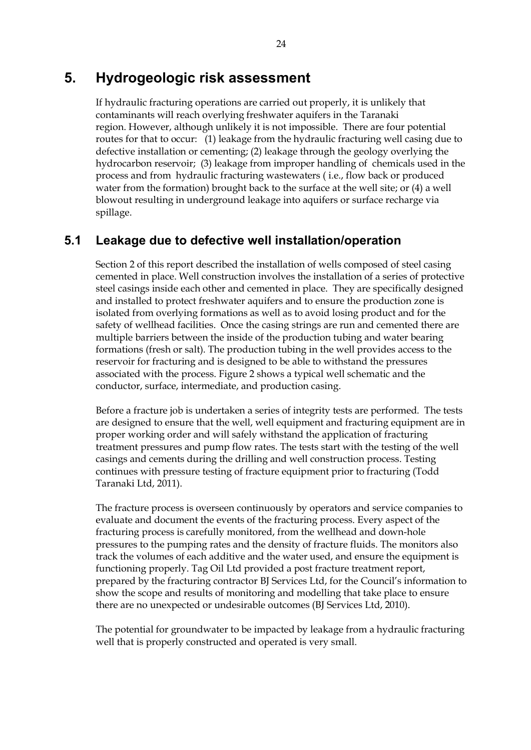# 5. Hydrogeologic risk assessment

If hydraulic fracturing operations are carried out properly, it is unlikely that contaminants will reach overlying freshwater aquifers in the Taranaki region. However, although unlikely it is not impossible. There are four potential routes for that to occur: (1) leakage from the hydraulic fracturing well casing due to defective installation or cementing; (2) leakage through the geology overlying the hydrocarbon reservoir; (3) leakage from improper handling of chemicals used in the process and from hydraulic fracturing wastewaters ( i.e., flow back or produced water from the formation) brought back to the surface at the well site; or (4) a well blowout resulting in underground leakage into aquifers or surface recharge via spillage.

## 5.1 Leakage due to defective well installation/operation

Section 2 of this report described the installation of wells composed of steel casing cemented in place. Well construction involves the installation of a series of protective steel casings inside each other and cemented in place. They are specifically designed and installed to protect freshwater aquifers and to ensure the production zone is isolated from overlying formations as well as to avoid losing product and for the safety of wellhead facilities. Once the casing strings are run and cemented there are multiple barriers between the inside of the production tubing and water bearing formations (fresh or salt). The production tubing in the well provides access to the reservoir for fracturing and is designed to be able to withstand the pressures associated with the process. Figure 2 shows a typical well schematic and the conductor, surface, intermediate, and production casing.

Before a fracture job is undertaken a series of integrity tests are performed. The tests are designed to ensure that the well, well equipment and fracturing equipment are in proper working order and will safely withstand the application of fracturing treatment pressures and pump flow rates. The tests start with the testing of the well casings and cements during the drilling and well construction process. Testing continues with pressure testing of fracture equipment prior to fracturing (Todd Taranaki Ltd, 2011).

The fracture process is overseen continuously by operators and service companies to evaluate and document the events of the fracturing process. Every aspect of the fracturing process is carefully monitored, from the wellhead and down-hole pressures to the pumping rates and the density of fracture fluids. The monitors also track the volumes of each additive and the water used, and ensure the equipment is functioning properly. Tag Oil Ltd provided a post fracture treatment report, prepared by the fracturing contractor BJ Services Ltd, for the Council's information to show the scope and results of monitoring and modelling that take place to ensure there are no unexpected or undesirable outcomes (BJ Services Ltd, 2010).

The potential for groundwater to be impacted by leakage from a hydraulic fracturing well that is properly constructed and operated is very small.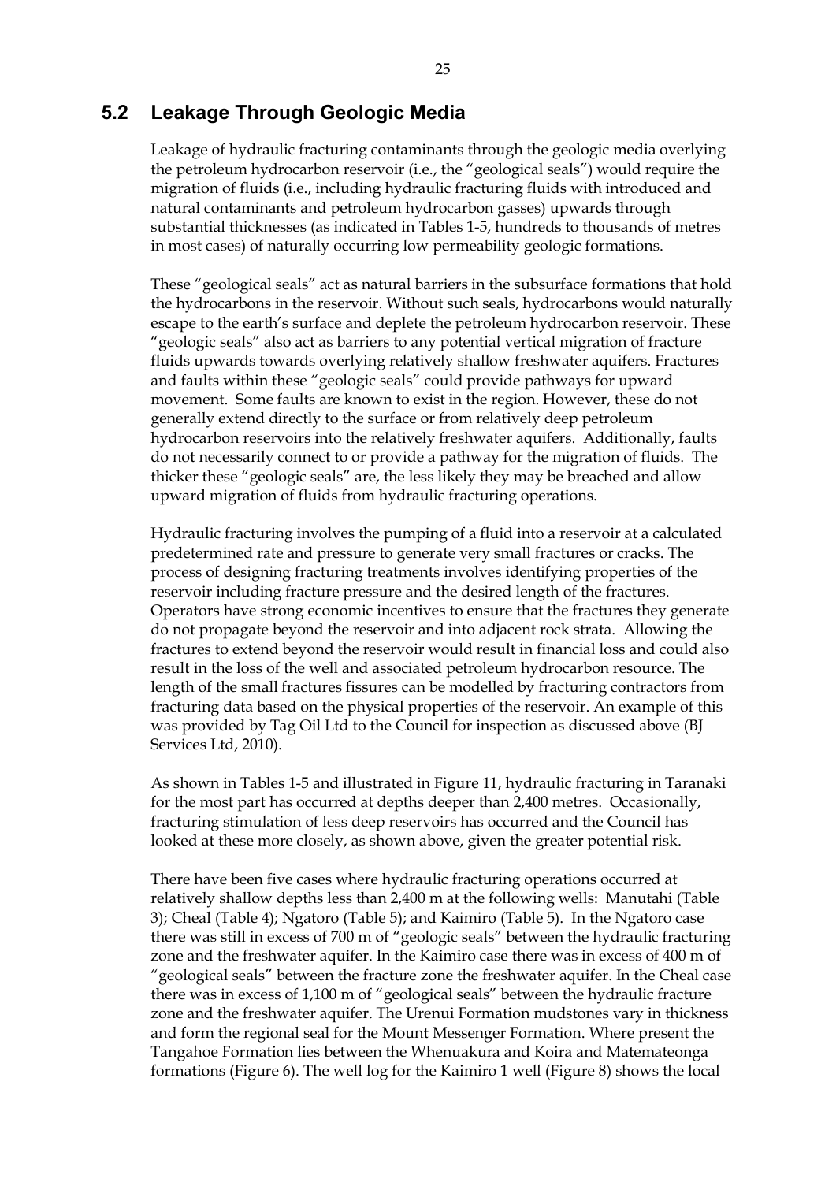## 5.2 Leakage Through Geologic Media

Leakage of hydraulic fracturing contaminants through the geologic media overlying the petroleum hydrocarbon reservoir (i.e., the "geological seals") would require the migration of fluids (i.e., including hydraulic fracturing fluids with introduced and natural contaminants and petroleum hydrocarbon gasses) upwards through substantial thicknesses (as indicated in Tables 1-5, hundreds to thousands of metres in most cases) of naturally occurring low permeability geologic formations.

These "geological seals" act as natural barriers in the subsurface formations that hold the hydrocarbons in the reservoir. Without such seals, hydrocarbons would naturally escape to the earth's surface and deplete the petroleum hydrocarbon reservoir. These "geologic seals" also act as barriers to any potential vertical migration of fracture fluids upwards towards overlying relatively shallow freshwater aquifers. Fractures and faults within these "geologic seals" could provide pathways for upward movement. Some faults are known to exist in the region. However, these do not generally extend directly to the surface or from relatively deep petroleum hydrocarbon reservoirs into the relatively freshwater aquifers. Additionally, faults do not necessarily connect to or provide a pathway for the migration of fluids. The thicker these "geologic seals" are, the less likely they may be breached and allow upward migration of fluids from hydraulic fracturing operations.

Hydraulic fracturing involves the pumping of a fluid into a reservoir at a calculated predetermined rate and pressure to generate very small fractures or cracks. The process of designing fracturing treatments involves identifying properties of the reservoir including fracture pressure and the desired length of the fractures. Operators have strong economic incentives to ensure that the fractures they generate do not propagate beyond the reservoir and into adjacent rock strata. Allowing the fractures to extend beyond the reservoir would result in financial loss and could also result in the loss of the well and associated petroleum hydrocarbon resource. The length of the small fractures fissures can be modelled by fracturing contractors from fracturing data based on the physical properties of the reservoir. An example of this was provided by Tag Oil Ltd to the Council for inspection as discussed above (BJ Services Ltd, 2010).

As shown in Tables 1-5 and illustrated in Figure 11, hydraulic fracturing in Taranaki for the most part has occurred at depths deeper than 2,400 metres. Occasionally, fracturing stimulation of less deep reservoirs has occurred and the Council has looked at these more closely, as shown above, given the greater potential risk.

There have been five cases where hydraulic fracturing operations occurred at relatively shallow depths less than 2,400 m at the following wells: Manutahi (Table 3); Cheal (Table 4); Ngatoro (Table 5); and Kaimiro (Table 5). In the Ngatoro case there was still in excess of 700 m of "geologic seals" between the hydraulic fracturing zone and the freshwater aquifer. In the Kaimiro case there was in excess of 400 m of "geological seals" between the fracture zone the freshwater aquifer. In the Cheal case there was in excess of 1,100 m of "geological seals" between the hydraulic fracture zone and the freshwater aquifer. The Urenui Formation mudstones vary in thickness and form the regional seal for the Mount Messenger Formation. Where present the Tangahoe Formation lies between the Whenuakura and Koira and Matemateonga formations (Figure 6). The well log for the Kaimiro 1 well (Figure 8) shows the local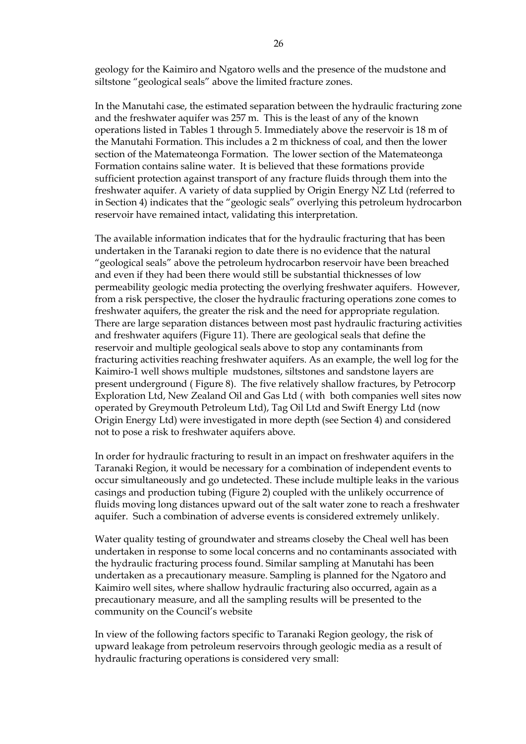geology for the Kaimiro and Ngatoro wells and the presence of the mudstone and siltstone "geological seals" above the limited fracture zones.

In the Manutahi case, the estimated separation between the hydraulic fracturing zone and the freshwater aquifer was 257 m. This is the least of any of the known operations listed in Tables 1 through 5. Immediately above the reservoir is 18 m of the Manutahi Formation. This includes a 2 m thickness of coal, and then the lower section of the Matemateonga Formation. The lower section of the Matemateonga Formation contains saline water. It is believed that these formations provide sufficient protection against transport of any fracture fluids through them into the freshwater aquifer. A variety of data supplied by Origin Energy NZ Ltd (referred to in Section 4) indicates that the "geologic seals" overlying this petroleum hydrocarbon reservoir have remained intact, validating this interpretation.

The available information indicates that for the hydraulic fracturing that has been undertaken in the Taranaki region to date there is no evidence that the natural "geological seals" above the petroleum hydrocarbon reservoir have been breached and even if they had been there would still be substantial thicknesses of low permeability geologic media protecting the overlying freshwater aquifers. However, from a risk perspective, the closer the hydraulic fracturing operations zone comes to freshwater aquifers, the greater the risk and the need for appropriate regulation. There are large separation distances between most past hydraulic fracturing activities and freshwater aquifers (Figure 11). There are geological seals that define the reservoir and multiple geological seals above to stop any contaminants from fracturing activities reaching freshwater aquifers. As an example, the well log for the Kaimiro-1 well shows multiple mudstones, siltstones and sandstone layers are present underground ( Figure 8). The five relatively shallow fractures, by Petrocorp Exploration Ltd, New Zealand Oil and Gas Ltd ( with both companies well sites now operated by Greymouth Petroleum Ltd), Tag Oil Ltd and Swift Energy Ltd (now Origin Energy Ltd) were investigated in more depth (see Section 4) and considered not to pose a risk to freshwater aquifers above.

In order for hydraulic fracturing to result in an impact on freshwater aquifers in the Taranaki Region, it would be necessary for a combination of independent events to occur simultaneously and go undetected. These include multiple leaks in the various casings and production tubing (Figure 2) coupled with the unlikely occurrence of fluids moving long distances upward out of the salt water zone to reach a freshwater aquifer. Such a combination of adverse events is considered extremely unlikely.

Water quality testing of groundwater and streams closeby the Cheal well has been undertaken in response to some local concerns and no contaminants associated with the hydraulic fracturing process found. Similar sampling at Manutahi has been undertaken as a precautionary measure. Sampling is planned for the Ngatoro and Kaimiro well sites, where shallow hydraulic fracturing also occurred, again as a precautionary measure, and all the sampling results will be presented to the community on the Council's website

In view of the following factors specific to Taranaki Region geology, the risk of upward leakage from petroleum reservoirs through geologic media as a result of hydraulic fracturing operations is considered very small: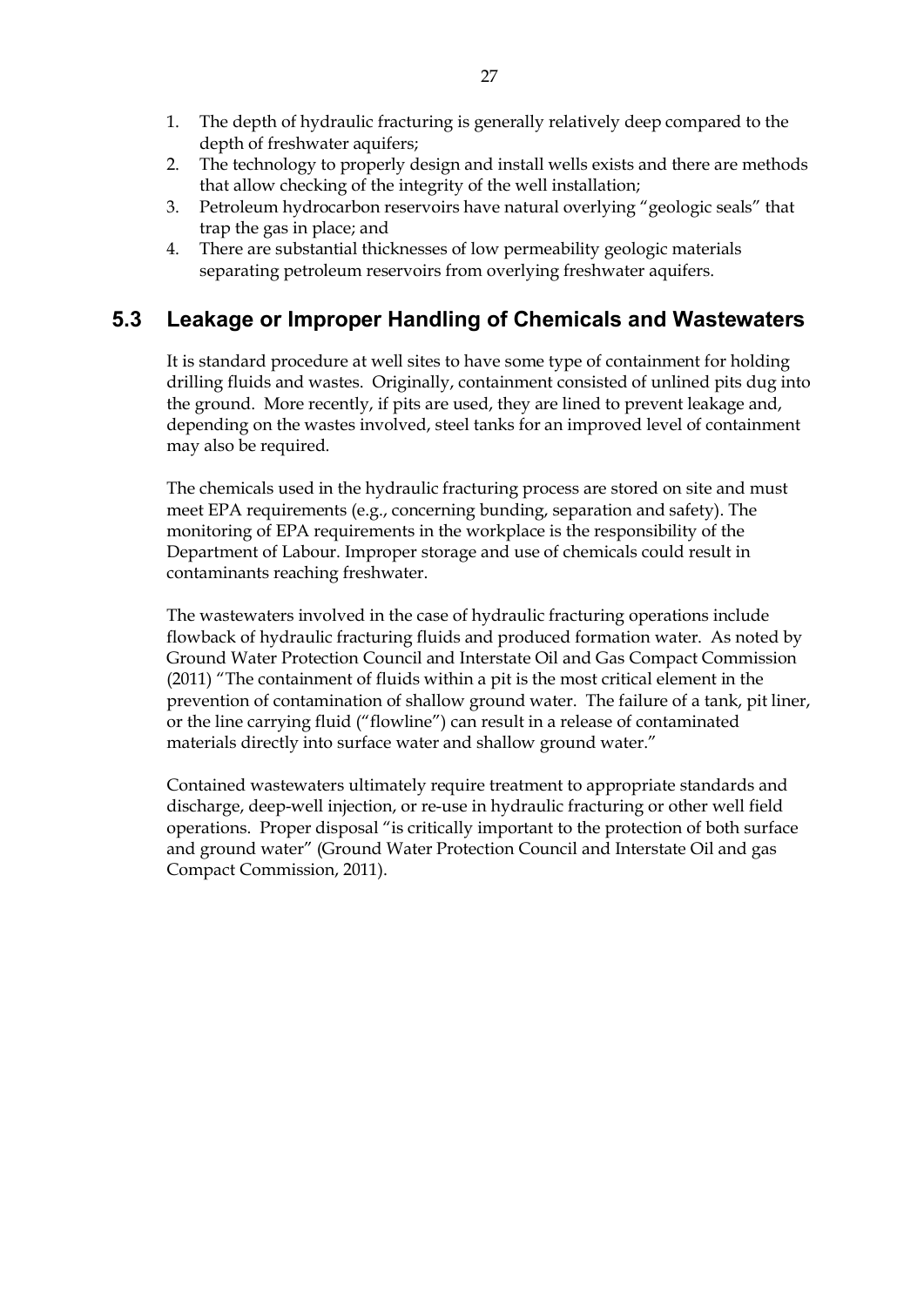1. The depth of hydraulic fracturing is generally relatively deep compared to the depth of freshwater aquifers;
2. The technology to properly design and install wells exists and there are methods that allow checking of the integrity of the well installation;
3. Petroleum hydrocarbon reservoirs have natural overlying "geologic seals" that trap the gas in place; and
4. There are substantial thicknesses of low permeability geologic materials separating petroleum reservoirs from overlying freshwater aquifers.

## 5.3 Leakage or Improper Handling of Chemicals and Wastewaters

It is standard procedure at well sites to have some type of containment for holding drilling fluids and wastes. Originally, containment consisted of unlined pits dug into the ground. More recently, if pits are used, they are lined to prevent leakage and, depending on the wastes involved, steel tanks for an improved level of containment may also be required.

The chemicals used in the hydraulic fracturing process are stored on site and must meet EPA requirements (e.g., concerning bunding, separation and safety). The monitoring of EPA requirements in the workplace is the responsibility of the Department of Labour. Improper storage and use of chemicals could result in contaminants reaching freshwater.

The wastewaters involved in the case of hydraulic fracturing operations include flowback of hydraulic fracturing fluids and produced formation water. As noted by Ground Water Protection Council and Interstate Oil and Gas Compact Commission (2011) "The containment of fluids within a pit is the most critical element in the prevention of contamination of shallow ground water. The failure of a tank, pit liner, or the line carrying fluid ("flowline") can result in a release of contaminated materials directly into surface water and shallow ground water."

Contained wastewaters ultimately require treatment to appropriate standards and discharge, deep-well injection, or re-use in hydraulic fracturing or other well field operations. Proper disposal "is critically important to the protection of both surface and ground water" (Ground Water Protection Council and Interstate Oil and gas Compact Commission, 2011).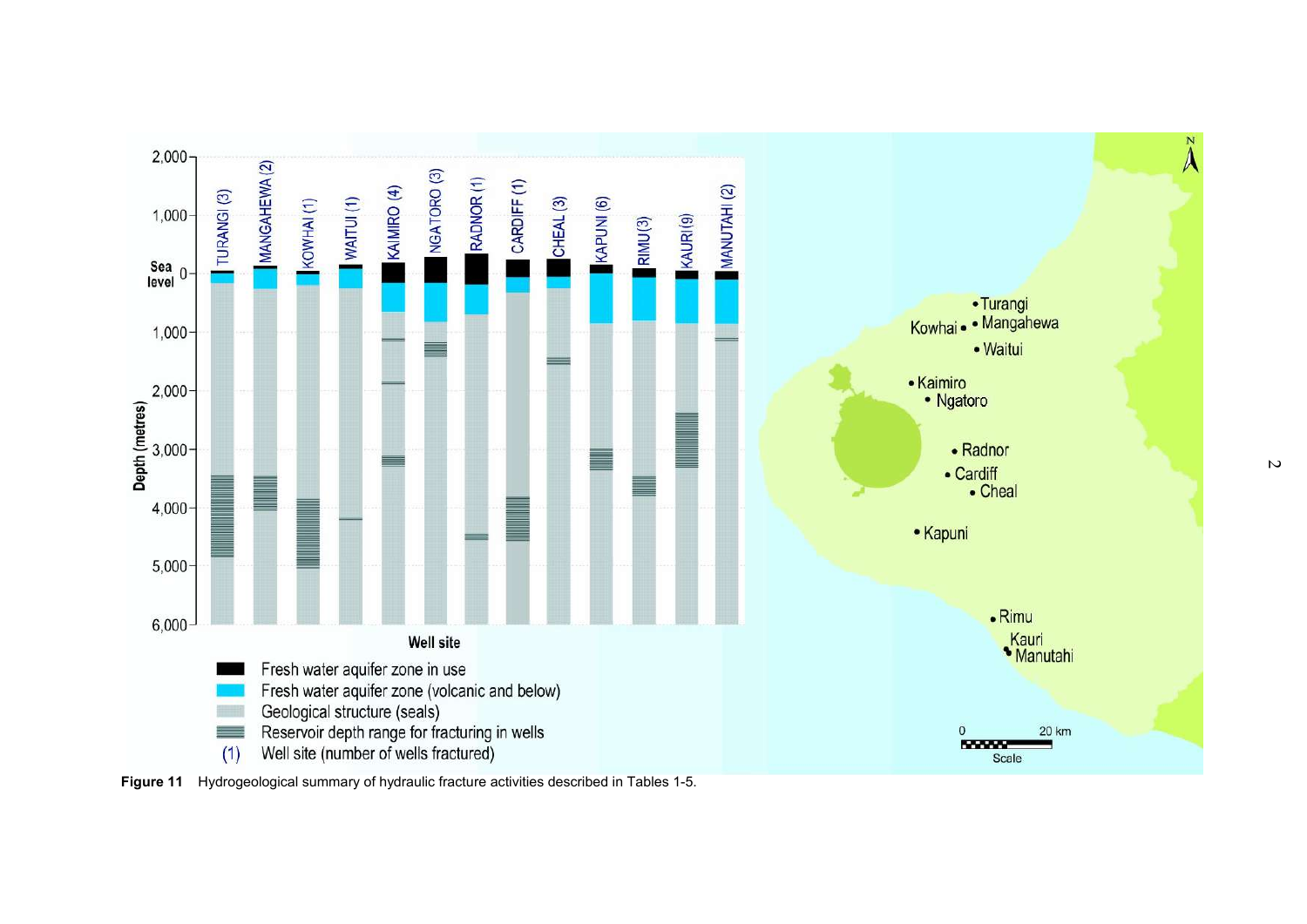**Figure 11** Hydrogeological summary of hydraulic fracture activities described in Tables 1-5.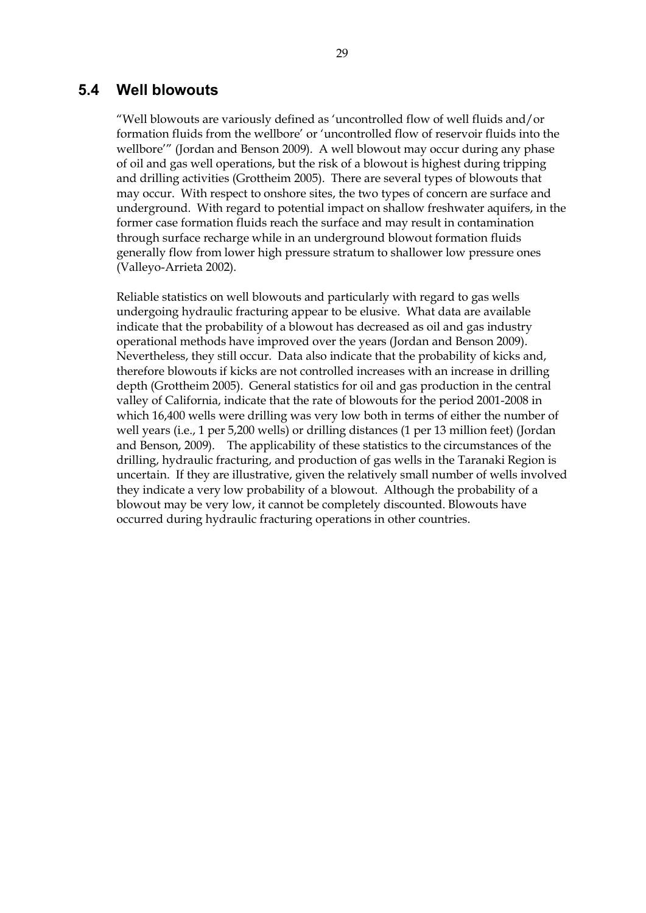## 5.4 Well blowouts

"Well blowouts are variously defined as 'uncontrolled flow of well fluids and/or formation fluids from the wellbore' or 'uncontrolled flow of reservoir fluids into the wellbore'" (Jordan and Benson 2009). A well blowout may occur during any phase of oil and gas well operations, but the risk of a blowout is highest during tripping and drilling activities (Grottheim 2005). There are several types of blowouts that may occur. With respect to onshore sites, the two types of concern are surface and underground. With regard to potential impact on shallow freshwater aquifers, in the former case formation fluids reach the surface and may result in contamination through surface recharge while in an underground blowout formation fluids generally flow from lower high pressure stratum to shallower low pressure ones (Valleyo-Arrieta 2002).

Reliable statistics on well blowouts and particularly with regard to gas wells undergoing hydraulic fracturing appear to be elusive. What data are available indicate that the probability of a blowout has decreased as oil and gas industry operational methods have improved over the years (Jordan and Benson 2009). Nevertheless, they still occur. Data also indicate that the probability of kicks and, therefore blowouts if kicks are not controlled increases with an increase in drilling depth (Grottheim 2005). General statistics for oil and gas production in the central valley of California, indicate that the rate of blowouts for the period 2001-2008 in which 16,400 wells were drilling was very low both in terms of either the number of well years (i.e., 1 per 5,200 wells) or drilling distances (1 per 13 million feet) (Jordan and Benson, 2009). The applicability of these statistics to the circumstances of the drilling, hydraulic fracturing, and production of gas wells in the Taranaki Region is uncertain. If they are illustrative, given the relatively small number of wells involved they indicate a very low probability of a blowout. Although the probability of a blowout may be very low, it cannot be completely discounted. Blowouts have occurred during hydraulic fracturing operations in other countries.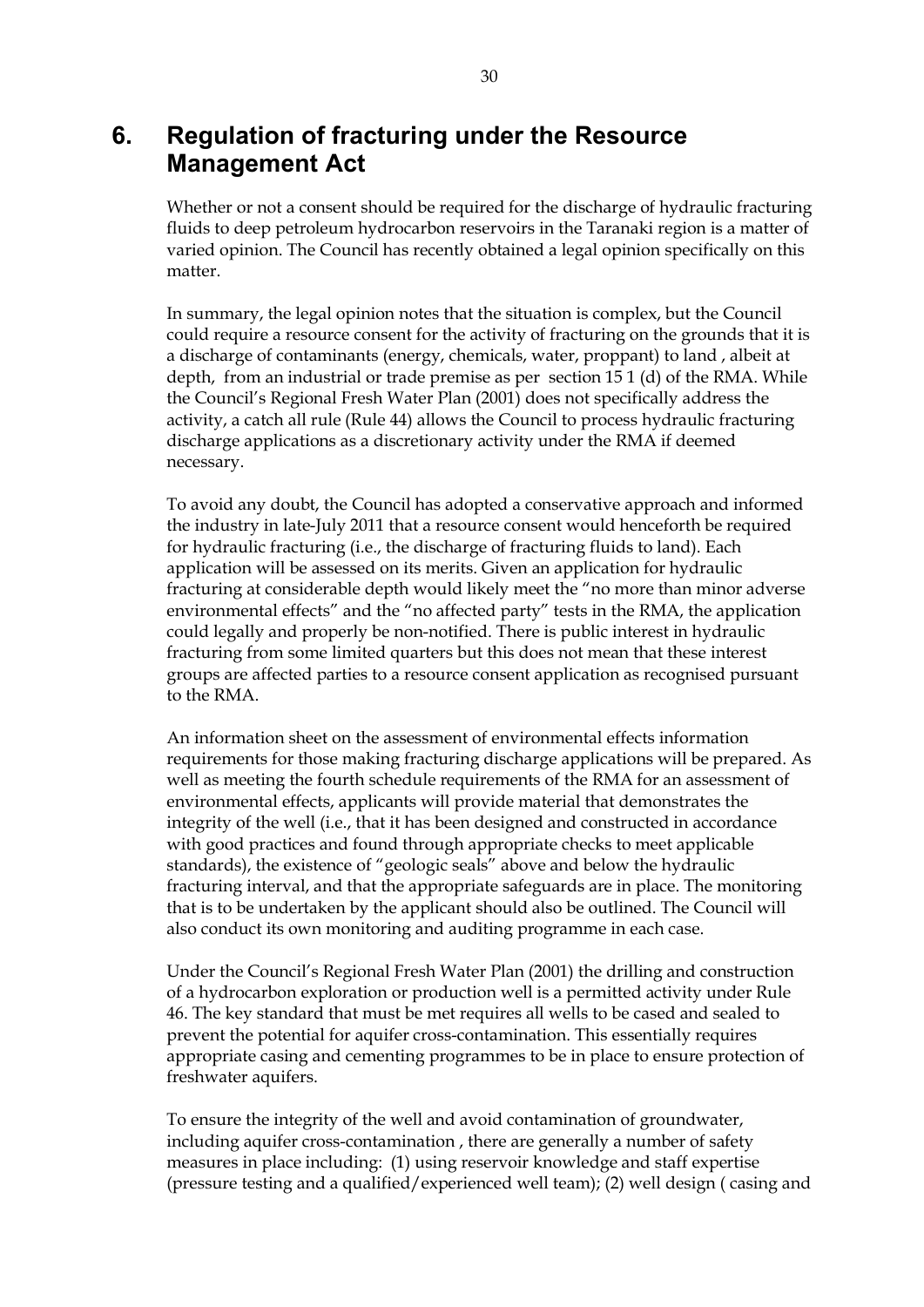# 6. Regulation of fracturing under the Resource Management Act

Whether or not a consent should be required for the discharge of hydraulic fracturing fluids to deep petroleum hydrocarbon reservoirs in the Taranaki region is a matter of varied opinion. The Council has recently obtained a legal opinion specifically on this matter.

In summary, the legal opinion notes that the situation is complex, but the Council could require a resource consent for the activity of fracturing on the grounds that it is a discharge of contaminants (energy, chemicals, water, proppant) to land , albeit at depth, from an industrial or trade premise as per section 15 1 (d) of the RMA. While the Council's Regional Fresh Water Plan (2001) does not specifically address the activity, a catch all rule (Rule 44) allows the Council to process hydraulic fracturing discharge applications as a discretionary activity under the RMA if deemed necessary.

To avoid any doubt, the Council has adopted a conservative approach and informed the industry in late-July 2011 that a resource consent would henceforth be required for hydraulic fracturing (i.e., the discharge of fracturing fluids to land). Each application will be assessed on its merits. Given an application for hydraulic fracturing at considerable depth would likely meet the "no more than minor adverse environmental effects" and the "no affected party" tests in the RMA, the application could legally and properly be non-notified. There is public interest in hydraulic fracturing from some limited quarters but this does not mean that these interest groups are affected parties to a resource consent application as recognised pursuant to the RMA.

An information sheet on the assessment of environmental effects information requirements for those making fracturing discharge applications will be prepared. As well as meeting the fourth schedule requirements of the RMA for an assessment of environmental effects, applicants will provide material that demonstrates the integrity of the well (i.e., that it has been designed and constructed in accordance with good practices and found through appropriate checks to meet applicable standards), the existence of "geologic seals" above and below the hydraulic fracturing interval, and that the appropriate safeguards are in place. The monitoring that is to be undertaken by the applicant should also be outlined. The Council will also conduct its own monitoring and auditing programme in each case.

Under the Council's Regional Fresh Water Plan (2001) the drilling and construction of a hydrocarbon exploration or production well is a permitted activity under Rule 46. The key standard that must be met requires all wells to be cased and sealed to prevent the potential for aquifer cross-contamination. This essentially requires appropriate casing and cementing programmes to be in place to ensure protection of freshwater aquifers.

To ensure the integrity of the well and avoid contamination of groundwater, including aquifer cross-contamination , there are generally a number of safety measures in place including: (1) using reservoir knowledge and staff expertise (pressure testing and a qualified/experienced well team); (2) well design ( casing and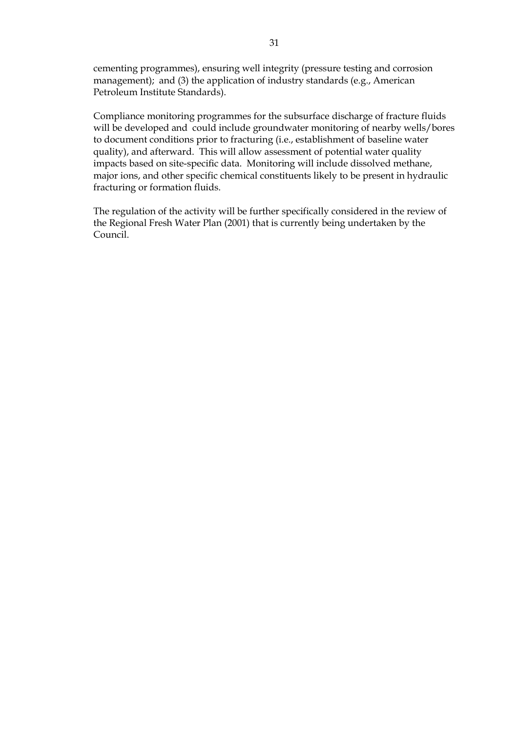cementing programmes), ensuring well integrity (pressure testing and corrosion management); and (3) the application of industry standards (e.g., American Petroleum Institute Standards).

Compliance monitoring programmes for the subsurface discharge of fracture fluids will be developed and could include groundwater monitoring of nearby wells/bores to document conditions prior to fracturing (i.e., establishment of baseline water quality), and afterward. This will allow assessment of potential water quality impacts based on site-specific data. Monitoring will include dissolved methane, major ions, and other specific chemical constituents likely to be present in hydraulic fracturing or formation fluids.

The regulation of the activity will be further specifically considered in the review of the Regional Fresh Water Plan (2001) that is currently being undertaken by the Council.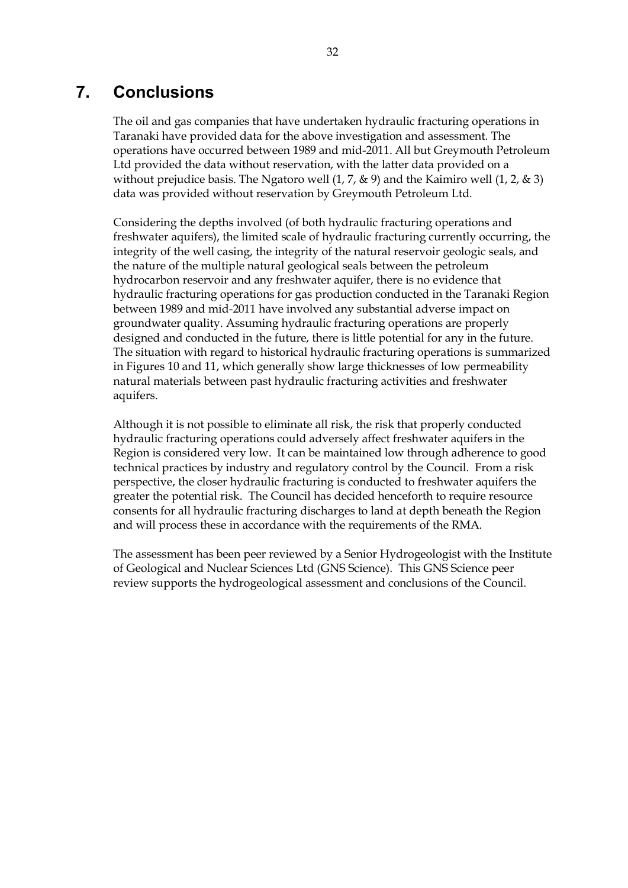# 7. Conclusions

The oil and gas companies that have undertaken hydraulic fracturing operations in Taranaki have provided data for the above investigation and assessment. The operations have occurred between 1989 and mid-2011. All but Greymouth Petroleum Ltd provided the data without reservation, with the latter data provided on a without prejudice basis. The Ngatoro well (1, 7, & 9) and the Kaimiro well (1, 2, & 3) data was provided without reservation by Greymouth Petroleum Ltd.

Considering the depths involved (of both hydraulic fracturing operations and freshwater aquifers), the limited scale of hydraulic fracturing currently occurring, the integrity of the well casing, the integrity of the natural reservoir geologic seals, and the nature of the multiple natural geological seals between the petroleum hydrocarbon reservoir and any freshwater aquifer, there is no evidence that hydraulic fracturing operations for gas production conducted in the Taranaki Region between 1989 and mid-2011 have involved any substantial adverse impact on groundwater quality. Assuming hydraulic fracturing operations are properly designed and conducted in the future, there is little potential for any in the future. The situation with regard to historical hydraulic fracturing operations is summarized in Figures 10 and 11, which generally show large thicknesses of low permeability natural materials between past hydraulic fracturing activities and freshwater aquifers.

Although it is not possible to eliminate all risk, the risk that properly conducted hydraulic fracturing operations could adversely affect freshwater aquifers in the Region is considered very low. It can be maintained low through adherence to good technical practices by industry and regulatory control by the Council. From a risk perspective, the closer hydraulic fracturing is conducted to freshwater aquifers the greater the potential risk. The Council has decided henceforth to require resource consents for all hydraulic fracturing discharges to land at depth beneath the Region and will process these in accordance with the requirements of the RMA.

The assessment has been peer reviewed by a Senior Hydrogeologist with the Institute of Geological and Nuclear Sciences Ltd (GNS Science). This GNS Science peer review supports the hydrogeological assessment and conclusions of the Council.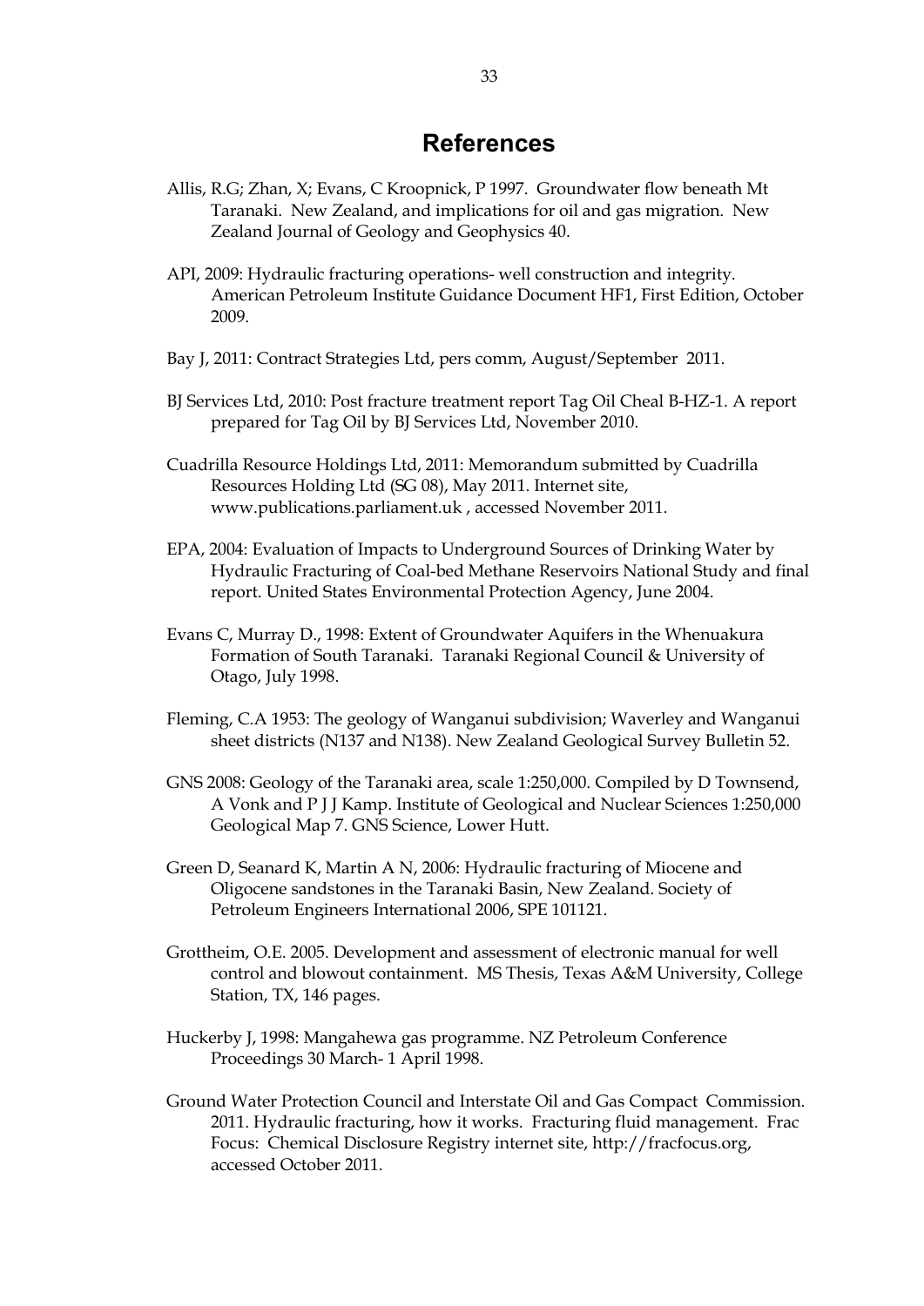# References

Allis, R.G; Zhan, X; Evans, C Kroopnick, P 1997. Groundwater flow beneath Mt Taranaki. New Zealand, and implications for oil and gas migration. New Zealand Journal of Geology and Geophysics 40.

API, 2009: Hydraulic fracturing operations- well construction and integrity. American Petroleum Institute Guidance Document HF1, First Edition, October 2009.

Bay J, 2011: Contract Strategies Ltd, pers comm, August/September 2011.

BJ Services Ltd, 2010: Post fracture treatment report Tag Oil Cheal B-HZ-1. A report prepared for Tag Oil by BJ Services Ltd, November 2010.

Cuadrilla Resource Holdings Ltd, 2011: Memorandum submitted by Cuadrilla Resources Holding Ltd (SG 08), May 2011. Internet site, www.publications.parliament.uk , accessed November 2011.

EPA, 2004: Evaluation of Impacts to Underground Sources of Drinking Water by Hydraulic Fracturing of Coal-bed Methane Reservoirs National Study and final report. United States Environmental Protection Agency, June 2004.

Evans C, Murray D., 1998: Extent of Groundwater Aquifers in the Whenuakura Formation of South Taranaki. Taranaki Regional Council & University of Otago, July 1998.

Fleming, C.A 1953: The geology of Wanganui subdivision; Waverley and Wanganui sheet districts (N137 and N138). New Zealand Geological Survey Bulletin 52.

GNS 2008: Geology of the Taranaki area, scale 1:250,000. Compiled by D Townsend, A Vonk and P J J Kamp. Institute of Geological and Nuclear Sciences 1:250,000 Geological Map 7. GNS Science, Lower Hutt.

Green D, Seanard K, Martin A N, 2006: Hydraulic fracturing of Miocene and Oligocene sandstones in the Taranaki Basin, New Zealand. Society of Petroleum Engineers International 2006, SPE 101121.

Grottheim, O.E. 2005. Development and assessment of electronic manual for well control and blowout containment. MS Thesis, Texas A&M University, College Station, TX, 146 pages.

Huckerby J, 1998: Mangahewa gas programme. NZ Petroleum Conference Proceedings 30 March- 1 April 1998.

Ground Water Protection Council and Interstate Oil and Gas Compact Commission. 2011. Hydraulic fracturing, how it works. Fracturing fluid management. Frac Focus: Chemical Disclosure Registry internet site, http://fracfocus.org, accessed October 2011.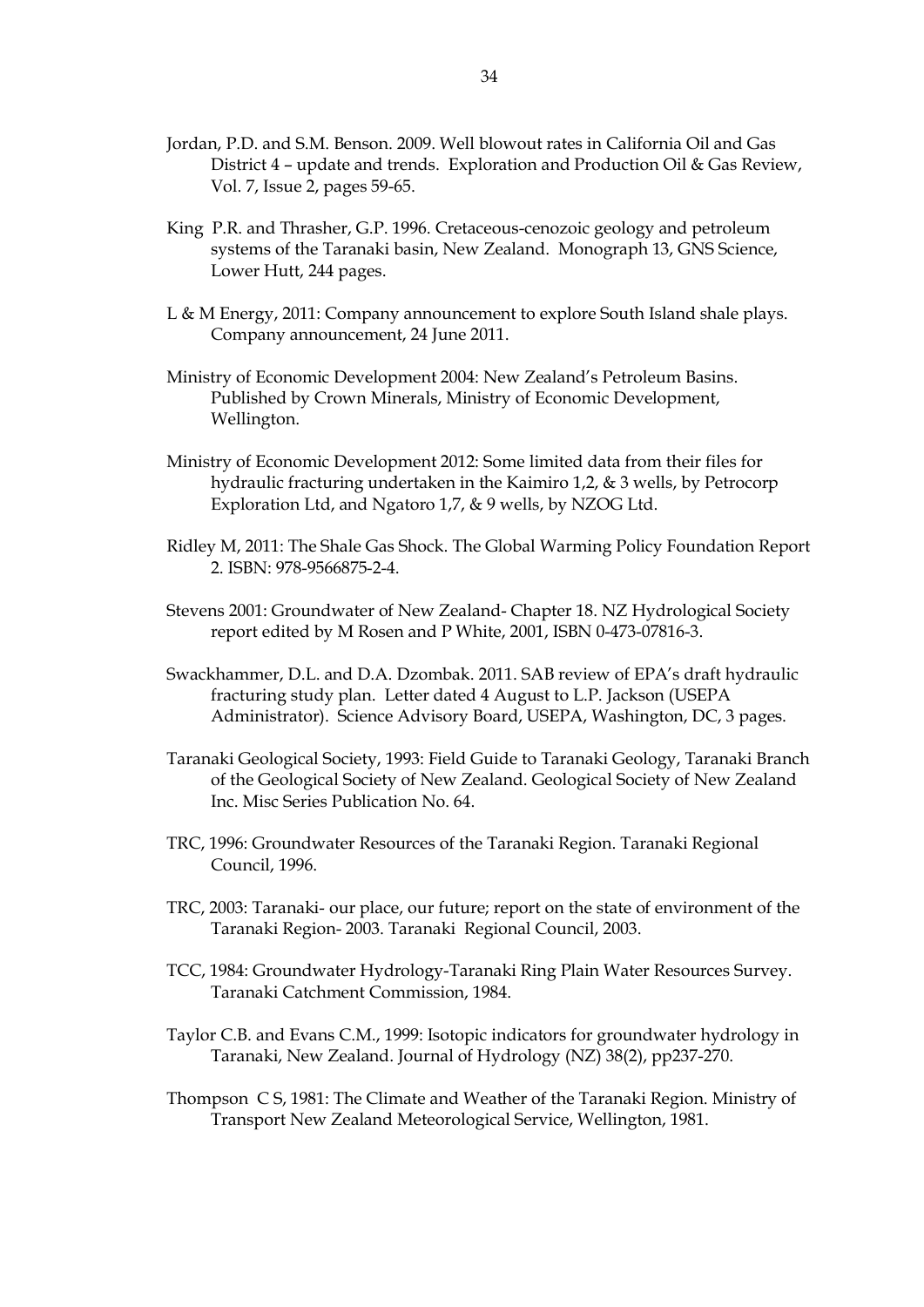Jordan, P.D. and S.M. Benson. 2009. Well blowout rates in California Oil and Gas District 4 – update and trends. Exploration and Production Oil & Gas Review, Vol. 7, Issue 2, pages 59-65.

King P.R. and Thrasher, G.P. 1996. Cretaceous-cenozoic geology and petroleum systems of the Taranaki basin, New Zealand. Monograph 13, GNS Science, Lower Hutt, 244 pages.

L & M Energy, 2011: Company announcement to explore South Island shale plays. Company announcement, 24 June 2011.

Ministry of Economic Development 2004: New Zealand's Petroleum Basins. Published by Crown Minerals, Ministry of Economic Development, Wellington.

Ministry of Economic Development 2012: Some limited data from their files for hydraulic fracturing undertaken in the Kaimiro 1,2, & 3 wells, by Petrocorp Exploration Ltd, and Ngatoro 1,7, & 9 wells, by NZOG Ltd.

Ridley M, 2011: The Shale Gas Shock. The Global Warming Policy Foundation Report 2. ISBN: 978-9566875-2-4.

Stevens 2001: Groundwater of New Zealand- Chapter 18. NZ Hydrological Society report edited by M Rosen and P White, 2001, ISBN 0-473-07816-3.

Swackhammer, D.L. and D.A. Dzombak. 2011. SAB review of EPA's draft hydraulic fracturing study plan. Letter dated 4 August to L.P. Jackson (USEPA Administrator). Science Advisory Board, USEPA, Washington, DC, 3 pages.

Taranaki Geological Society, 1993: Field Guide to Taranaki Geology, Taranaki Branch of the Geological Society of New Zealand. Geological Society of New Zealand Inc. Misc Series Publication No. 64.

TRC, 1996: Groundwater Resources of the Taranaki Region. Taranaki Regional Council, 1996.

TRC, 2003: Taranaki- our place, our future; report on the state of environment of the Taranaki Region- 2003. Taranaki Regional Council, 2003.

TCC, 1984: Groundwater Hydrology-Taranaki Ring Plain Water Resources Survey. Taranaki Catchment Commission, 1984.

Taylor C.B. and Evans C.M., 1999: Isotopic indicators for groundwater hydrology in Taranaki, New Zealand. Journal of Hydrology (NZ) 38(2), pp237-270.

Thompson C S, 1981: The Climate and Weather of the Taranaki Region. Ministry of Transport New Zealand Meteorological Service, Wellington, 1981.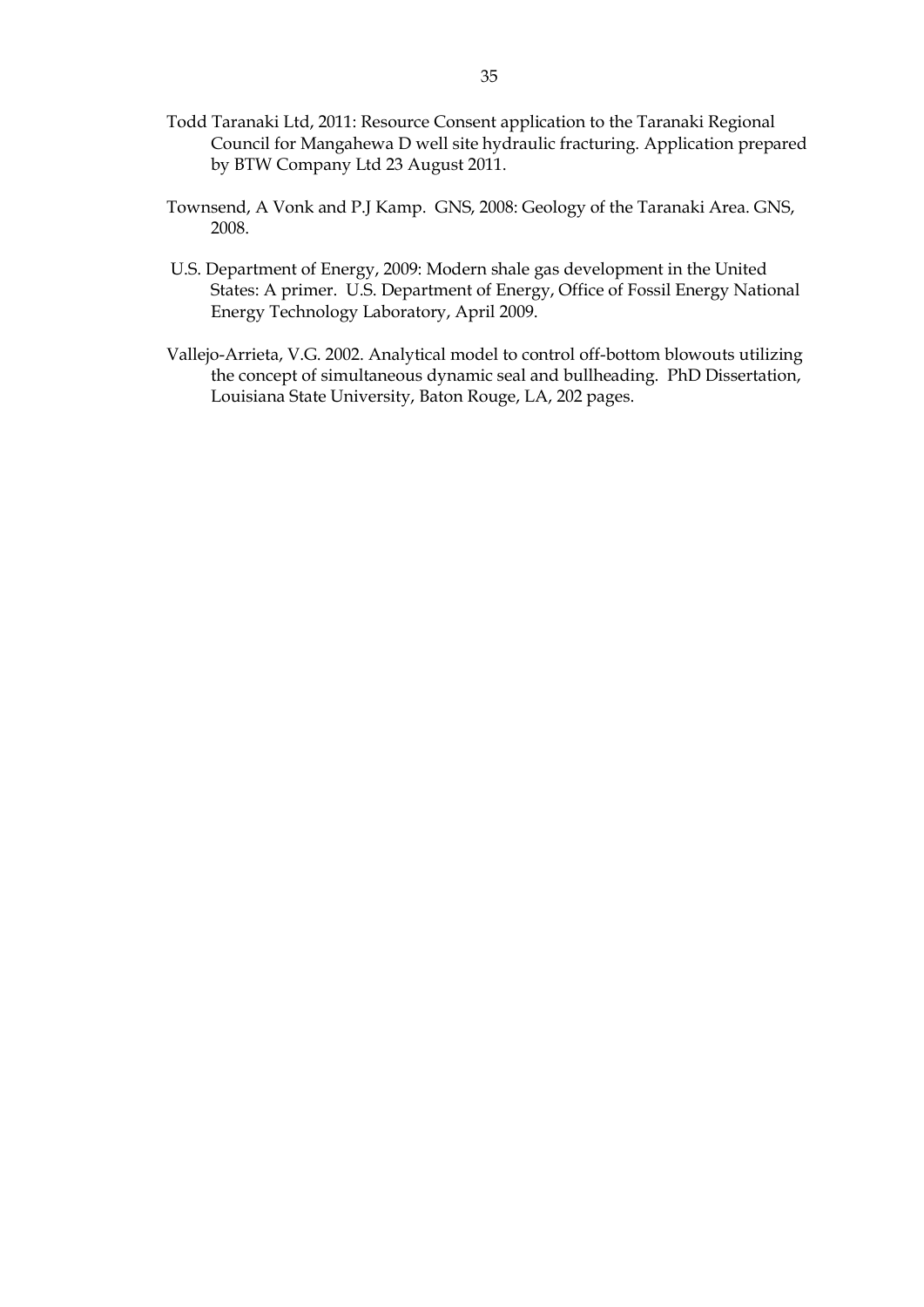Todd Taranaki Ltd, 2011: Resource Consent application to the Taranaki Regional Council for Mangahewa D well site hydraulic fracturing. Application prepared by BTW Company Ltd 23 August 2011.

Townsend, A Vonk and P.J Kamp. GNS, 2008: Geology of the Taranaki Area. GNS, 2008.

U.S. Department of Energy, 2009: Modern shale gas development in the United States: A primer. U.S. Department of Energy, Office of Fossil Energy National Energy Technology Laboratory, April 2009.

Vallejo-Arrieta, V.G. 2002. Analytical model to control off-bottom blowouts utilizing the concept of simultaneous dynamic seal and bullheading. PhD Dissertation, Louisiana State University, Baton Rouge, LA, 202 pages.